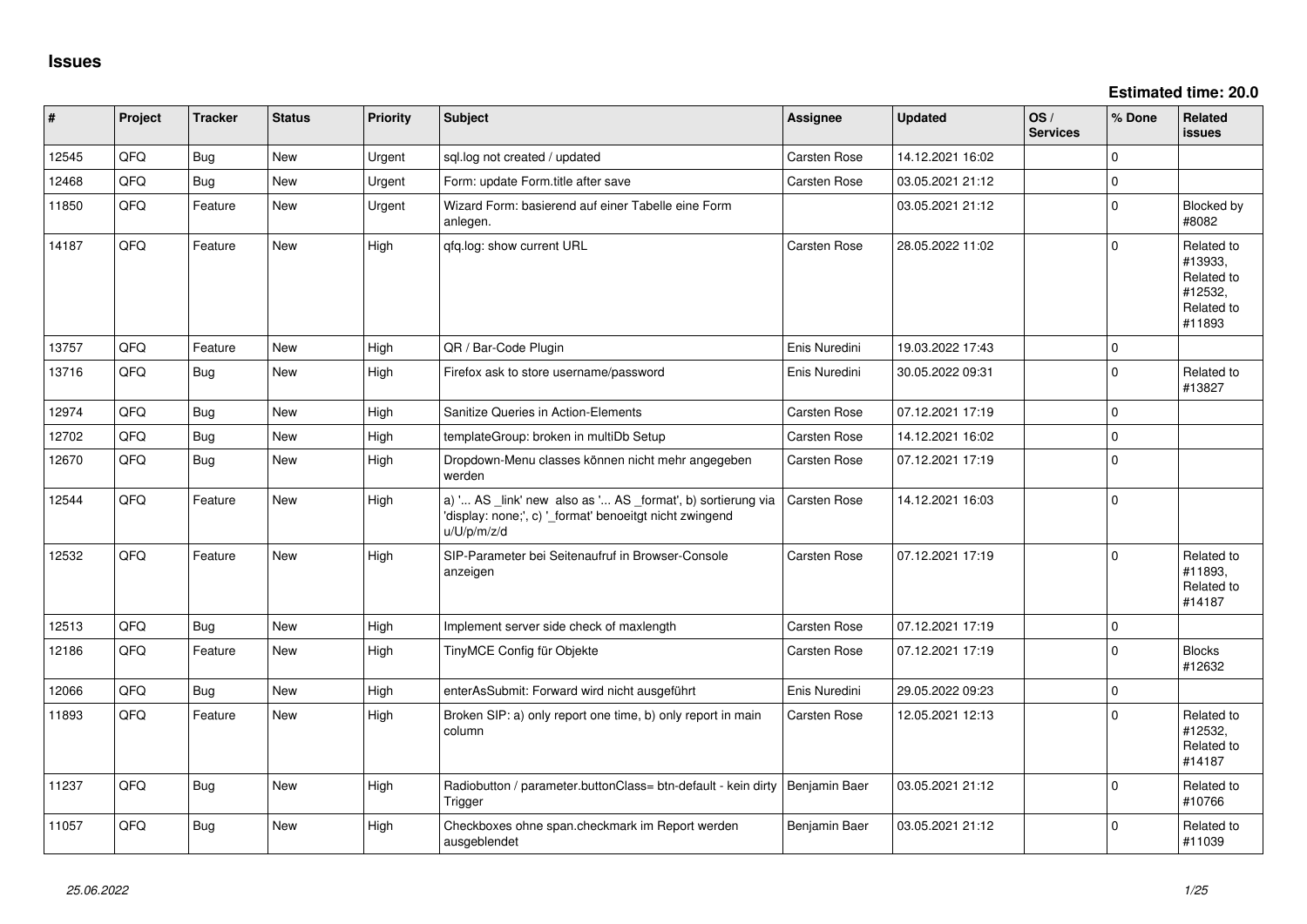# Issues

**Estimated time: 20.0**

| # | Project | Tracker | Status | Priority | Subject | Assignee | Updated | OS / Services | % Done | Related issues |
|---|---|---|---|---|---|---|---|---|---|---|
| 12545 | QFQ | Bug | New | Urgent | sql.log not created / updated | Carsten Rose | 14.12.2021 16:02 | | 0 | |
| 12468 | QFQ | Bug | New | Urgent | Form: update Form.title after save | Carsten Rose | 03.05.2021 21:12 | | 0 | |
| 11850 | QFQ | Feature | New | Urgent | Wizard Form: basierend auf einer Tabelle eine Form anlegen. | | 03.05.2021 21:12 | | 0 | Blocked by #8082 |
| 14187 | QFQ | Feature | New | High | qfq.log: show current URL | Carsten Rose | 28.05.2022 11:02 | | 0 | Related to #13933, Related to #12532, Related to #11893 |
| 13757 | QFQ | Feature | New | High | QR / Bar-Code Plugin | Enis Nuredini | 19.03.2022 17:43 | | 0 | |
| 13716 | QFQ | Bug | New | High | Firefox ask to store username/password | Enis Nuredini | 30.05.2022 09:31 | | 0 | Related to #13827 |
| 12974 | QFQ | Bug | New | High | Sanitize Queries in Action-Elements | Carsten Rose | 07.12.2021 17:19 | | 0 | |
| 12702 | QFQ | Bug | New | High | templateGroup: broken in multiDb Setup | Carsten Rose | 14.12.2021 16:02 | | 0 | |
| 12670 | QFQ | Bug | New | High | Dropdown-Menu classes können nicht mehr angegeben werden | Carsten Rose | 07.12.2021 17:19 | | 0 | |
| 12544 | QFQ | Feature | New | High | a) '... AS _link' new also as '... AS _format', b) sortierung via 'display: none;', c) '_format' benoeitgt nicht zwingend u/U/p/m/z/d | Carsten Rose | 14.12.2021 16:03 | | 0 | |
| 12532 | QFQ | Feature | New | High | SIP-Parameter bei Seitenaufruf in Browser-Console anzeigen | Carsten Rose | 07.12.2021 17:19 | | 0 | Related to #11893, Related to #14187 |
| 12513 | QFQ | Bug | New | High | Implement server side check of maxlength | Carsten Rose | 07.12.2021 17:19 | | 0 | |
| 12186 | QFQ | Feature | New | High | TinyMCE Config für Objekte | Carsten Rose | 07.12.2021 17:19 | | 0 | Blocks #12632 |
| 12066 | QFQ | Bug | New | High | enterAsSubmit: Forward wird nicht ausgeführt | Enis Nuredini | 29.05.2022 09:23 | | 0 | |
| 11893 | QFQ | Feature | New | High | Broken SIP: a) only report one time, b) only report in main column | Carsten Rose | 12.05.2021 12:13 | | 0 | Related to #12532, Related to #14187 |
| 11237 | QFQ | Bug | New | High | Radiobutton / parameter.buttonClass= btn-default - kein dirty Trigger | Benjamin Baer | 03.05.2021 21:12 | | 0 | Related to #10766 |
| 11057 | QFQ | Bug | New | High | Checkboxes ohne span.checkmark im Report werden ausgeblendet | Benjamin Baer | 03.05.2021 21:12 | | 0 | Related to #11039 |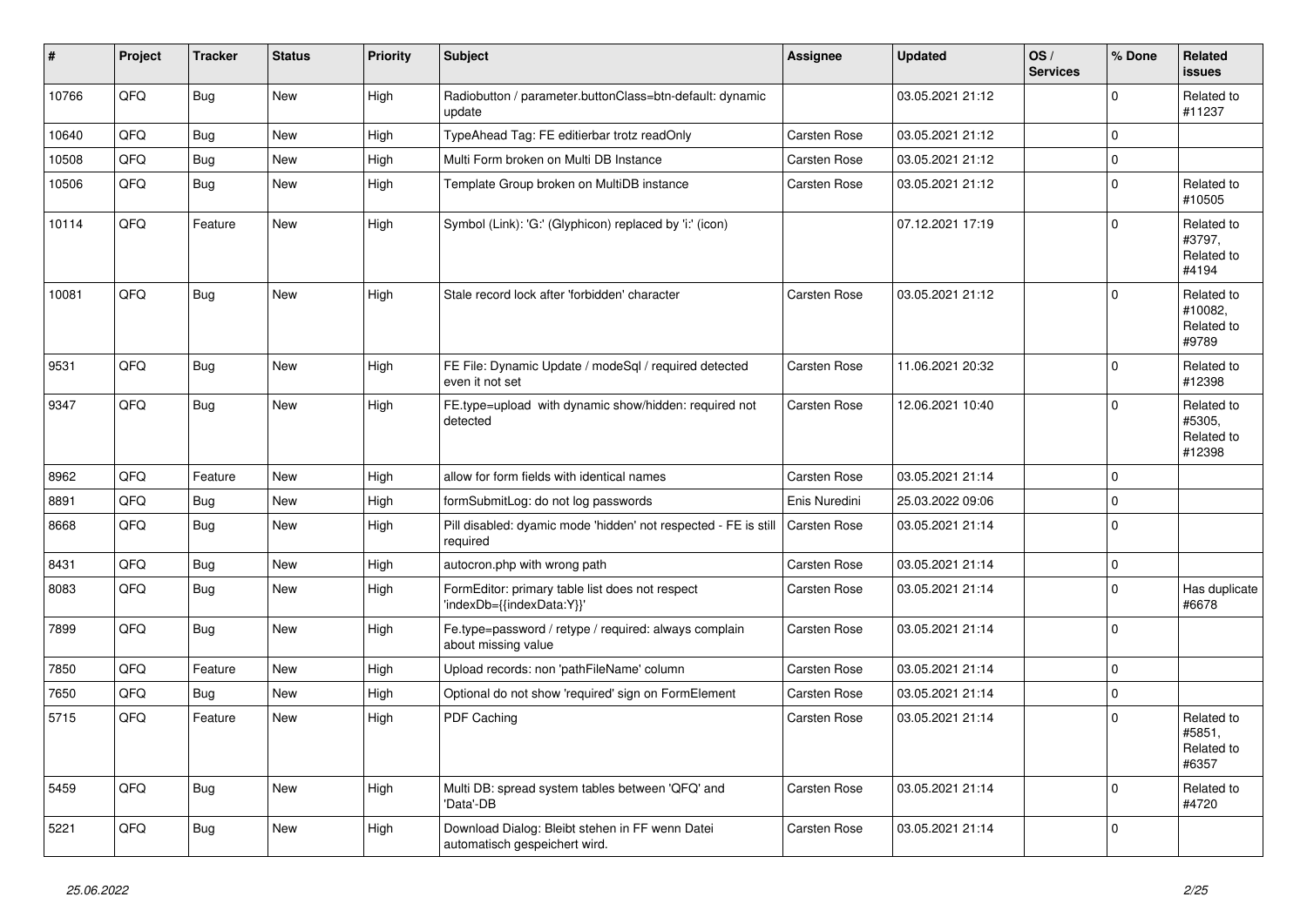| # | Project | Tracker | Status | Priority | Subject | Assignee | Updated | OS / Services | % Done | Related issues |
|---|---|---|---|---|---|---|---|---|---|---|
| 10766 | QFQ | Bug | New | High | Radiobutton / parameter.buttonClass=btn-default: dynamic update | | 03.05.2021 21:12 | | 0 | Related to #11237 |
| 10640 | QFQ | Bug | New | High | TypeAhead Tag: FE editierbar trotz readOnly | Carsten Rose | 03.05.2021 21:12 | | 0 | |
| 10508 | QFQ | Bug | New | High | Multi Form broken on Multi DB Instance | Carsten Rose | 03.05.2021 21:12 | | 0 | |
| 10506 | QFQ | Bug | New | High | Template Group broken on MultiDB instance | Carsten Rose | 03.05.2021 21:12 | | 0 | Related to #10505 |
| 10114 | QFQ | Feature | New | High | Symbol (Link): 'G:' (Glyphicon) replaced by 'i:' (icon) | | 07.12.2021 17:19 | | 0 | Related to #3797, Related to #4194 |
| 10081 | QFQ | Bug | New | High | Stale record lock after 'forbidden' character | Carsten Rose | 03.05.2021 21:12 | | 0 | Related to #10082, Related to #9789 |
| 9531 | QFQ | Bug | New | High | FE File: Dynamic Update / modeSql / required detected even it not set | Carsten Rose | 11.06.2021 20:32 | | 0 | Related to #12398 |
| 9347 | QFQ | Bug | New | High | FE.type=upload with dynamic show/hidden: required not detected | Carsten Rose | 12.06.2021 10:40 | | 0 | Related to #5305, Related to #12398 |
| 8962 | QFQ | Feature | New | High | allow for form fields with identical names | Carsten Rose | 03.05.2021 21:14 | | 0 | |
| 8891 | QFQ | Bug | New | High | formSubmitLog: do not log passwords | Enis Nuredini | 25.03.2022 09:06 | | 0 | |
| 8668 | QFQ | Bug | New | High | Pill disabled: dyamic mode 'hidden' not respected - FE is still required | Carsten Rose | 03.05.2021 21:14 | | 0 | |
| 8431 | QFQ | Bug | New | High | autocron.php with wrong path | Carsten Rose | 03.05.2021 21:14 | | 0 | |
| 8083 | QFQ | Bug | New | High | FormEditor: primary table list does not respect 'indexDb={{indexData:Y}}' | Carsten Rose | 03.05.2021 21:14 | | 0 | Has duplicate #6678 |
| 7899 | QFQ | Bug | New | High | Fe.type=password / retype / required: always complain about missing value | Carsten Rose | 03.05.2021 21:14 | | 0 | |
| 7850 | QFQ | Feature | New | High | Upload records: non 'pathFileName' column | Carsten Rose | 03.05.2021 21:14 | | 0 | |
| 7650 | QFQ | Bug | New | High | Optional do not show 'required' sign on FormElement | Carsten Rose | 03.05.2021 21:14 | | 0 | |
| 5715 | QFQ | Feature | New | High | PDF Caching | Carsten Rose | 03.05.2021 21:14 | | 0 | Related to #5851, Related to #6357 |
| 5459 | QFQ | Bug | New | High | Multi DB: spread system tables between 'QFQ' and 'Data'-DB | Carsten Rose | 03.05.2021 21:14 | | 0 | Related to #4720 |
| 5221 | QFQ | Bug | New | High | Download Dialog: Bleibt stehen in FF wenn Datei automatisch gespeichert wird. | Carsten Rose | 03.05.2021 21:14 | | 0 | |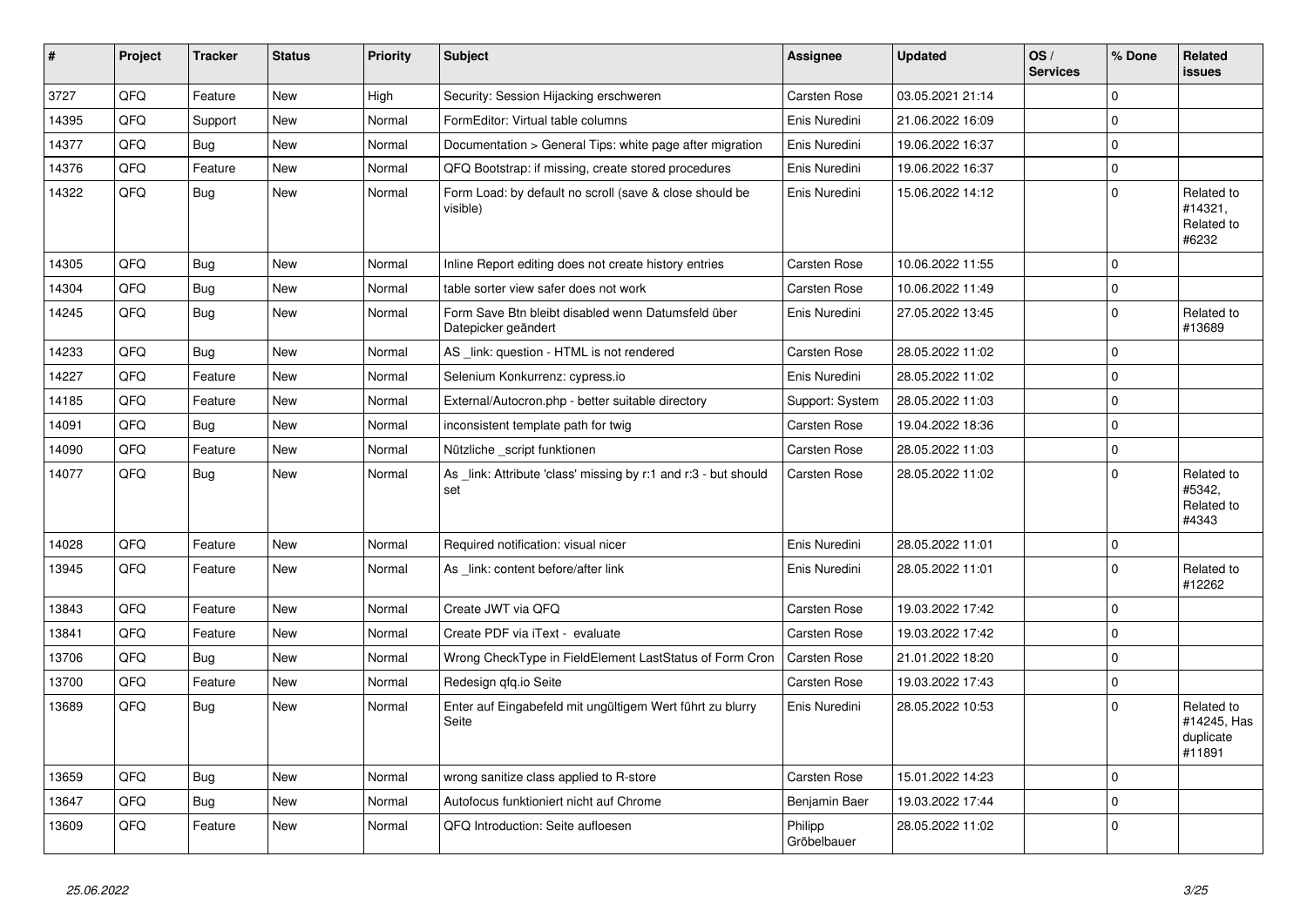| # | Project | Tracker | Status | Priority | Subject | Assignee | Updated | OS / Services | % Done | Related issues |
|---|---|---|---|---|---|---|---|---|---|---|
| 3727 | QFQ | Feature | New | High | Security: Session Hijacking erschweren | Carsten Rose | 03.05.2021 21:14 | | 0 | |
| 14395 | QFQ | Support | New | Normal | FormEditor: Virtual table columns | Enis Nuredini | 21.06.2022 16:09 | | 0 | |
| 14377 | QFQ | Bug | New | Normal | Documentation > General Tips: white page after migration | Enis Nuredini | 19.06.2022 16:37 | | 0 | |
| 14376 | QFQ | Feature | New | Normal | QFQ Bootstrap: if missing, create stored procedures | Enis Nuredini | 19.06.2022 16:37 | | 0 | |
| 14322 | QFQ | Bug | New | Normal | Form Load: by default no scroll (save & close should be visible) | Enis Nuredini | 15.06.2022 14:12 | | 0 | Related to #14321, Related to #6232 |
| 14305 | QFQ | Bug | New | Normal | Inline Report editing does not create history entries | Carsten Rose | 10.06.2022 11:55 | | 0 | |
| 14304 | QFQ | Bug | New | Normal | table sorter view safer does not work | Carsten Rose | 10.06.2022 11:49 | | 0 | |
| 14245 | QFQ | Bug | New | Normal | Form Save Btn bleibt disabled wenn Datumsfeld über Datepicker geändert | Enis Nuredini | 27.05.2022 13:45 | | 0 | Related to #13689 |
| 14233 | QFQ | Bug | New | Normal | AS _link: question - HTML is not rendered | Carsten Rose | 28.05.2022 11:02 | | 0 | |
| 14227 | QFQ | Feature | New | Normal | Selenium Konkurrenz: cypress.io | Enis Nuredini | 28.05.2022 11:02 | | 0 | |
| 14185 | QFQ | Feature | New | Normal | External/Autocron.php - better suitable directory | Support: System | 28.05.2022 11:03 | | 0 | |
| 14091 | QFQ | Bug | New | Normal | inconsistent template path for twig | Carsten Rose | 19.04.2022 18:36 | | 0 | |
| 14090 | QFQ | Feature | New | Normal | Nützliche _script funktionen | Carsten Rose | 28.05.2022 11:03 | | 0 | |
| 14077 | QFQ | Bug | New | Normal | As _link: Attribute 'class' missing by r:1 and r:3 - but should set | Carsten Rose | 28.05.2022 11:02 | | 0 | Related to #5342, Related to #4343 |
| 14028 | QFQ | Feature | New | Normal | Required notification: visual nicer | Enis Nuredini | 28.05.2022 11:01 | | 0 | |
| 13945 | QFQ | Feature | New | Normal | As _link: content before/after link | Enis Nuredini | 28.05.2022 11:01 | | 0 | Related to #12262 |
| 13843 | QFQ | Feature | New | Normal | Create JWT via QFQ | Carsten Rose | 19.03.2022 17:42 | | 0 | |
| 13841 | QFQ | Feature | New | Normal | Create PDF via iText - evaluate | Carsten Rose | 19.03.2022 17:42 | | 0 | |
| 13706 | QFQ | Bug | New | Normal | Wrong CheckType in FieldElement LastStatus of Form Cron | Carsten Rose | 21.01.2022 18:20 | | 0 | |
| 13700 | QFQ | Feature | New | Normal | Redesign qfq.io Seite | Carsten Rose | 19.03.2022 17:43 | | 0 | |
| 13689 | QFQ | Bug | New | Normal | Enter auf Eingabefeld mit ungültigem Wert führt zu blurry Seite | Enis Nuredini | 28.05.2022 10:53 | | 0 | Related to #14245, Has duplicate #11891 |
| 13659 | QFQ | Bug | New | Normal | wrong sanitize class applied to R-store | Carsten Rose | 15.01.2022 14:23 | | 0 | |
| 13647 | QFQ | Bug | New | Normal | Autofocus funktioniert nicht auf Chrome | Benjamin Baer | 19.03.2022 17:44 | | 0 | |
| 13609 | QFQ | Feature | New | Normal | QFQ Introduction: Seite aufloesen | Philipp Gröbelbauer | 28.05.2022 11:02 | | 0 | |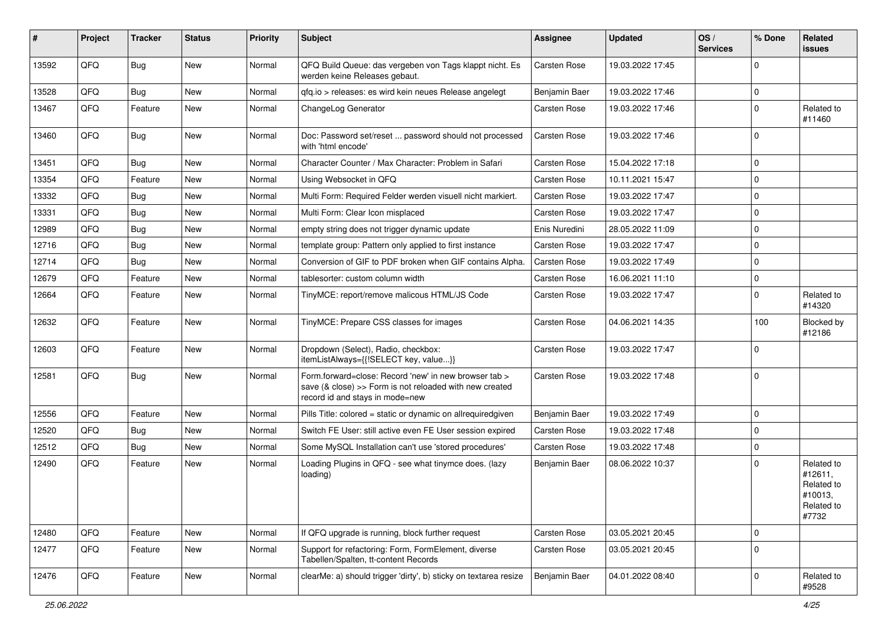| # | Project | Tracker | Status | Priority | Subject | Assignee | Updated | OS / Services | % Done | Related issues |
|---|---|---|---|---|---|---|---|---|---|---|
| 13592 | QFQ | Bug | New | Normal | QFQ Build Queue: das vergeben von Tags klappt nicht. Es werden keine Releases gebaut. | Carsten Rose | 19.03.2022 17:45 | | 0 | |
| 13528 | QFQ | Bug | New | Normal | qfq.io > releases: es wird kein neues Release angelegt | Benjamin Baer | 19.03.2022 17:46 | | 0 | |
| 13467 | QFQ | Feature | New | Normal | ChangeLog Generator | Carsten Rose | 19.03.2022 17:46 | | 0 | Related to #11460 |
| 13460 | QFQ | Bug | New | Normal | Doc: Password set/reset ... password should not processed with 'html encode' | Carsten Rose | 19.03.2022 17:46 | | 0 | |
| 13451 | QFQ | Bug | New | Normal | Character Counter / Max Character: Problem in Safari | Carsten Rose | 15.04.2022 17:18 | | 0 | |
| 13354 | QFQ | Feature | New | Normal | Using Websocket in QFQ | Carsten Rose | 10.11.2021 15:47 | | 0 | |
| 13332 | QFQ | Bug | New | Normal | Multi Form: Required Felder werden visuell nicht markiert. | Carsten Rose | 19.03.2022 17:47 | | 0 | |
| 13331 | QFQ | Bug | New | Normal | Multi Form: Clear Icon misplaced | Carsten Rose | 19.03.2022 17:47 | | 0 | |
| 12989 | QFQ | Bug | New | Normal | empty string does not trigger dynamic update | Enis Nuredini | 28.05.2022 11:09 | | 0 | |
| 12716 | QFQ | Bug | New | Normal | template group: Pattern only applied to first instance | Carsten Rose | 19.03.2022 17:47 | | 0 | |
| 12714 | QFQ | Bug | New | Normal | Conversion of GIF to PDF broken when GIF contains Alpha. | Carsten Rose | 19.03.2022 17:49 | | 0 | |
| 12679 | QFQ | Feature | New | Normal | tablesorter: custom column width | Carsten Rose | 16.06.2021 11:10 | | 0 | |
| 12664 | QFQ | Feature | New | Normal | TinyMCE: report/remove malicous HTML/JS Code | Carsten Rose | 19.03.2022 17:47 | | 0 | Related to #14320 |
| 12632 | QFQ | Feature | New | Normal | TinyMCE: Prepare CSS classes for images | Carsten Rose | 04.06.2021 14:35 | | 100 | Blocked by #12186 |
| 12603 | QFQ | Feature | New | Normal | Dropdown (Select), Radio, checkbox: itemListAlways={{!SELECT key, value...}} | Carsten Rose | 19.03.2022 17:47 | | 0 | |
| 12581 | QFQ | Bug | New | Normal | Form.forward=close: Record 'new' in new browser tab > save (& close) >> Form is not reloaded with new created record id and stays in mode=new | Carsten Rose | 19.03.2022 17:48 | | 0 | |
| 12556 | QFQ | Feature | New | Normal | Pills Title: colored = static or dynamic on allrequiredgiven | Benjamin Baer | 19.03.2022 17:49 | | 0 | |
| 12520 | QFQ | Bug | New | Normal | Switch FE User: still active even FE User session expired | Carsten Rose | 19.03.2022 17:48 | | 0 | |
| 12512 | QFQ | Bug | New | Normal | Some MySQL Installation can't use 'stored procedures' | Carsten Rose | 19.03.2022 17:48 | | 0 | |
| 12490 | QFQ | Feature | New | Normal | Loading Plugins in QFQ - see what tinymce does. (lazy loading) | Benjamin Baer | 08.06.2022 10:37 | | 0 | Related to #12611, Related to #10013, Related to #7732 |
| 12480 | QFQ | Feature | New | Normal | If QFQ upgrade is running, block further request | Carsten Rose | 03.05.2021 20:45 | | 0 | |
| 12477 | QFQ | Feature | New | Normal | Support for refactoring: Form, FormElement, diverse Tabellen/Spalten, tt-content Records | Carsten Rose | 03.05.2021 20:45 | | 0 | |
| 12476 | QFQ | Feature | New | Normal | clearMe: a) should trigger 'dirty', b) sticky on textarea resize | Benjamin Baer | 04.01.2022 08:40 | | 0 | Related to #9528 |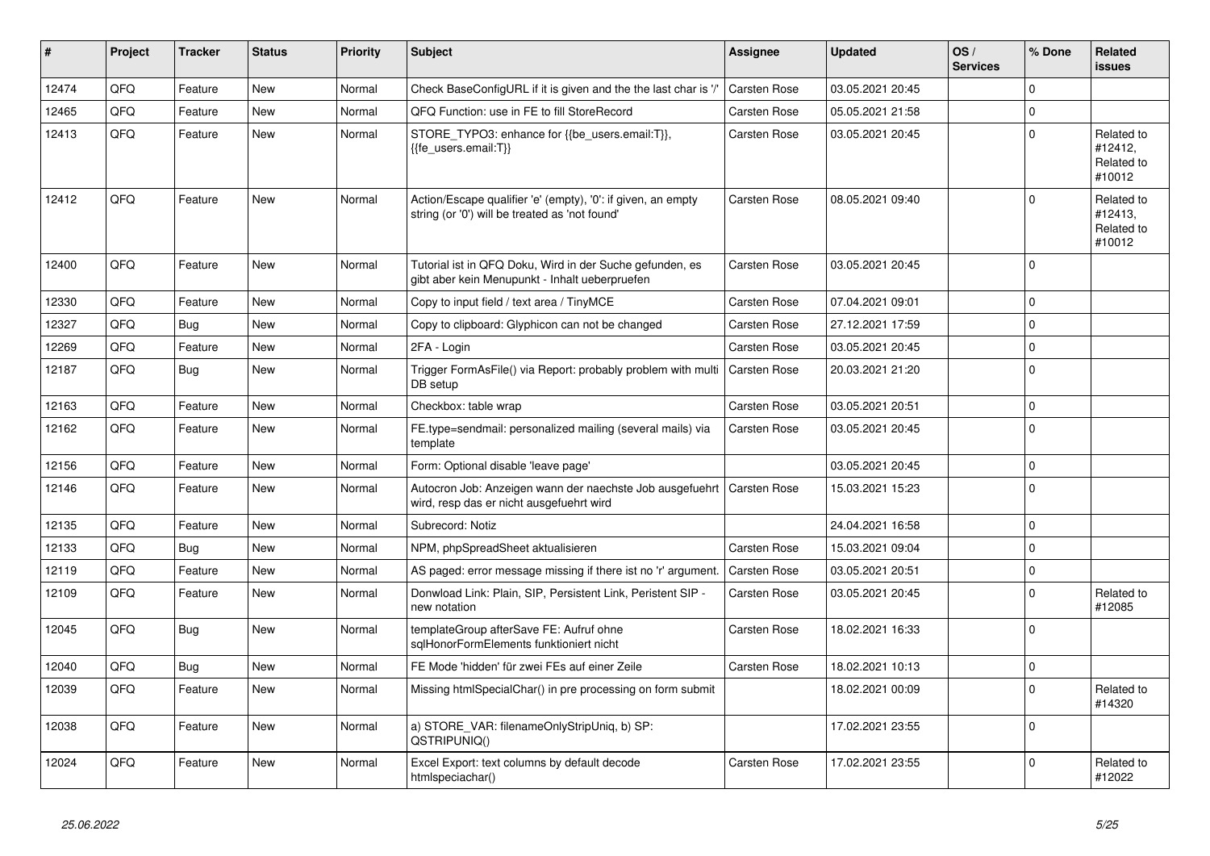| # | Project | Tracker | Status | Priority | Subject | Assignee | Updated | OS / Services | % Done | Related issues |
|---|---|---|---|---|---|---|---|---|---|---|
| 12474 | QFQ | Feature | New | Normal | Check BaseConfigURL if it is given and the the last char is '/' | Carsten Rose | 03.05.2021 20:45 | | 0 | |
| 12465 | QFQ | Feature | New | Normal | QFQ Function: use in FE to fill StoreRecord | Carsten Rose | 05.05.2021 21:58 | | 0 | |
| 12413 | QFQ | Feature | New | Normal | STORE_TYPO3: enhance for {{be_users.email:T}}, {{fe_users.email:T}} | Carsten Rose | 03.05.2021 20:45 | | 0 | Related to #12412, Related to #10012 |
| 12412 | QFQ | Feature | New | Normal | Action/Escape qualifier 'e' (empty), '0': if given, an empty string (or '0') will be treated as 'not found' | Carsten Rose | 08.05.2021 09:40 | | 0 | Related to #12413, Related to #10012 |
| 12400 | QFQ | Feature | New | Normal | Tutorial ist in QFQ Doku, Wird in der Suche gefunden, es gibt aber kein Menupunkt - Inhalt ueberpruefen | Carsten Rose | 03.05.2021 20:45 | | 0 | |
| 12330 | QFQ | Feature | New | Normal | Copy to input field / text area / TinyMCE | Carsten Rose | 07.04.2021 09:01 | | 0 | |
| 12327 | QFQ | Bug | New | Normal | Copy to clipboard: Glyphicon can not be changed | Carsten Rose | 27.12.2021 17:59 | | 0 | |
| 12269 | QFQ | Feature | New | Normal | 2FA - Login | Carsten Rose | 03.05.2021 20:45 | | 0 | |
| 12187 | QFQ | Bug | New | Normal | Trigger FormAsFile() via Report: probably problem with multi DB setup | Carsten Rose | 20.03.2021 21:20 | | 0 | |
| 12163 | QFQ | Feature | New | Normal | Checkbox: table wrap | Carsten Rose | 03.05.2021 20:51 | | 0 | |
| 12162 | QFQ | Feature | New | Normal | FE.type=sendmail: personalized mailing (several mails) via template | Carsten Rose | 03.05.2021 20:45 | | 0 | |
| 12156 | QFQ | Feature | New | Normal | Form: Optional disable 'leave page' | | 03.05.2021 20:45 | | 0 | |
| 12146 | QFQ | Feature | New | Normal | Autocron Job: Anzeigen wann der naechste Job ausgefuehrt wird, resp das er nicht ausgefuehrt wird | Carsten Rose | 15.03.2021 15:23 | | 0 | |
| 12135 | QFQ | Feature | New | Normal | Subrecord: Notiz | | 24.04.2021 16:58 | | 0 | |
| 12133 | QFQ | Bug | New | Normal | NPM, phpSpreadSheet aktualisieren | Carsten Rose | 15.03.2021 09:04 | | 0 | |
| 12119 | QFQ | Feature | New | Normal | AS paged: error message missing if there ist no 'r' argument. | Carsten Rose | 03.05.2021 20:51 | | 0 | |
| 12109 | QFQ | Feature | New | Normal | Donwload Link: Plain, SIP, Persistent Link, Peristent SIP - new notation | Carsten Rose | 03.05.2021 20:45 | | 0 | Related to #12085 |
| 12045 | QFQ | Bug | New | Normal | templateGroup afterSave FE: Aufruf ohne sqlHonorFormElements funktioniert nicht | Carsten Rose | 18.02.2021 16:33 | | 0 | |
| 12040 | QFQ | Bug | New | Normal | FE Mode 'hidden' für zwei FEs auf einer Zeile | Carsten Rose | 18.02.2021 10:13 | | 0 | |
| 12039 | QFQ | Feature | New | Normal | Missing htmlSpecialChar() in pre processing on form submit | | 18.02.2021 00:09 | | 0 | Related to #14320 |
| 12038 | QFQ | Feature | New | Normal | a) STORE_VAR: filenameOnlyStripUniq, b) SP: QSTRIPUNIQ() | | 17.02.2021 23:55 | | 0 | |
| 12024 | QFQ | Feature | New | Normal | Excel Export: text columns by default decode htmlspeciachar() | Carsten Rose | 17.02.2021 23:55 | | 0 | Related to #12022 |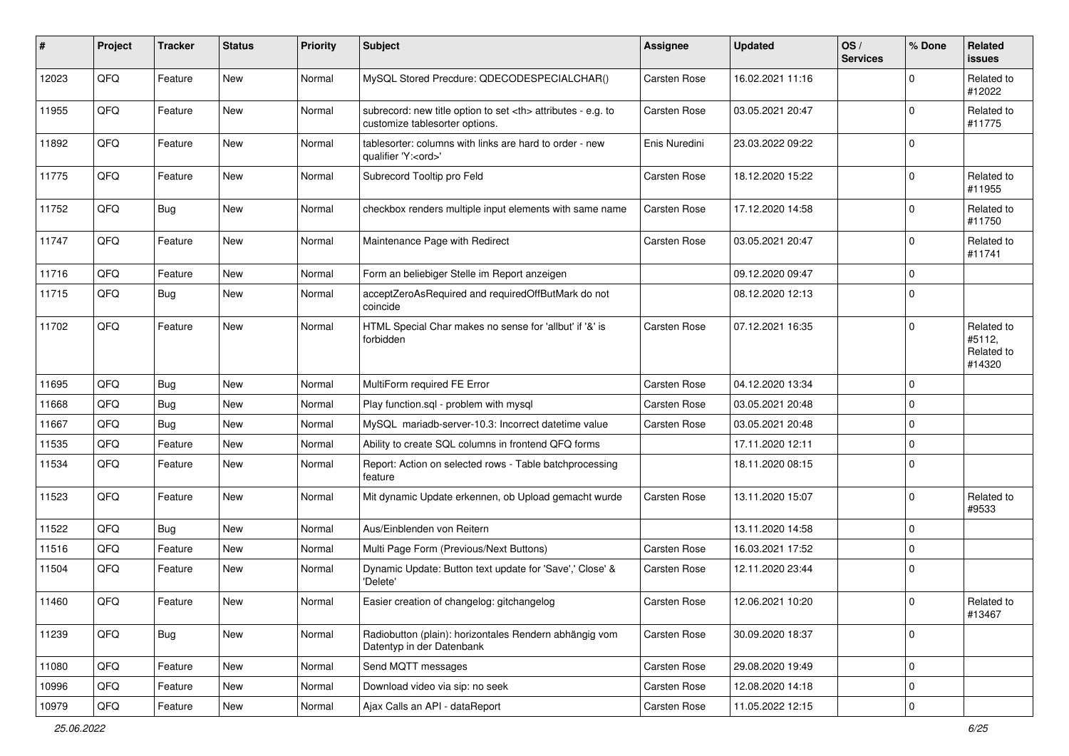| # | Project | Tracker | Status | Priority | Subject | Assignee | Updated | OS / Services | % Done | Related issues |
|---|---|---|---|---|---|---|---|---|---|---|
| 12023 | QFQ | Feature | New | Normal | MySQL Stored Precdure: QDECODESPECIALCHAR() | Carsten Rose | 16.02.2021 11:16 | | 0 | Related to #12022 |
| 11955 | QFQ | Feature | New | Normal | subrecord: new title option to set <th> attributes - e.g. to customize tablesorter options. | Carsten Rose | 03.05.2021 20:47 | | 0 | Related to #11775 |
| 11892 | QFQ | Feature | New | Normal | tablesorter: columns with links are hard to order - new qualifier 'Y:<ord>' | Enis Nuredini | 23.03.2022 09:22 | | 0 | |
| 11775 | QFQ | Feature | New | Normal | Subrecord Tooltip pro Feld | Carsten Rose | 18.12.2020 15:22 | | 0 | Related to #11955 |
| 11752 | QFQ | Bug | New | Normal | checkbox renders multiple input elements with same name | Carsten Rose | 17.12.2020 14:58 | | 0 | Related to #11750 |
| 11747 | QFQ | Feature | New | Normal | Maintenance Page with Redirect | Carsten Rose | 03.05.2021 20:47 | | 0 | Related to #11741 |
| 11716 | QFQ | Feature | New | Normal | Form an beliebiger Stelle im Report anzeigen | | 09.12.2020 09:47 | | 0 | |
| 11715 | QFQ | Bug | New | Normal | acceptZeroAsRequired and requiredOffButMark do not coincide | | 08.12.2020 12:13 | | 0 | |
| 11702 | QFQ | Feature | New | Normal | HTML Special Char makes no sense for 'allbut' if '&' is forbidden | Carsten Rose | 07.12.2021 16:35 | | 0 | Related to #5112, Related to #14320 |
| 11695 | QFQ | Bug | New | Normal | MultiForm required FE Error | Carsten Rose | 04.12.2020 13:34 | | 0 | |
| 11668 | QFQ | Bug | New | Normal | Play function.sql - problem with mysql | Carsten Rose | 03.05.2021 20:48 | | 0 | |
| 11667 | QFQ | Bug | New | Normal | MySQL mariadb-server-10.3: Incorrect datetime value | Carsten Rose | 03.05.2021 20:48 | | 0 | |
| 11535 | QFQ | Feature | New | Normal | Ability to create SQL columns in frontend QFQ forms | | 17.11.2020 12:11 | | 0 | |
| 11534 | QFQ | Feature | New | Normal | Report: Action on selected rows - Table batchprocessing feature | | 18.11.2020 08:15 | | 0 | |
| 11523 | QFQ | Feature | New | Normal | Mit dynamic Update erkennen, ob Upload gemacht wurde | Carsten Rose | 13.11.2020 15:07 | | 0 | Related to #9533 |
| 11522 | QFQ | Bug | New | Normal | Aus/Einblenden von Reitern | | 13.11.2020 14:58 | | 0 | |
| 11516 | QFQ | Feature | New | Normal | Multi Page Form (Previous/Next Buttons) | Carsten Rose | 16.03.2021 17:52 | | 0 | |
| 11504 | QFQ | Feature | New | Normal | Dynamic Update: Button text update for 'Save',' Close' & 'Delete' | Carsten Rose | 12.11.2020 23:44 | | 0 | |
| 11460 | QFQ | Feature | New | Normal | Easier creation of changelog: gitchangelog | Carsten Rose | 12.06.2021 10:20 | | 0 | Related to #13467 |
| 11239 | QFQ | Bug | New | Normal | Radiobutton (plain): horizontales Rendern abhängig vom Datentyp in der Datenbank | Carsten Rose | 30.09.2020 18:37 | | 0 | |
| 11080 | QFQ | Feature | New | Normal | Send MQTT messages | Carsten Rose | 29.08.2020 19:49 | | 0 | |
| 10996 | QFQ | Feature | New | Normal | Download video via sip: no seek | Carsten Rose | 12.08.2020 14:18 | | 0 | |
| 10979 | QFQ | Feature | New | Normal | Ajax Calls an API - dataReport | Carsten Rose | 11.05.2022 12:15 | | 0 | |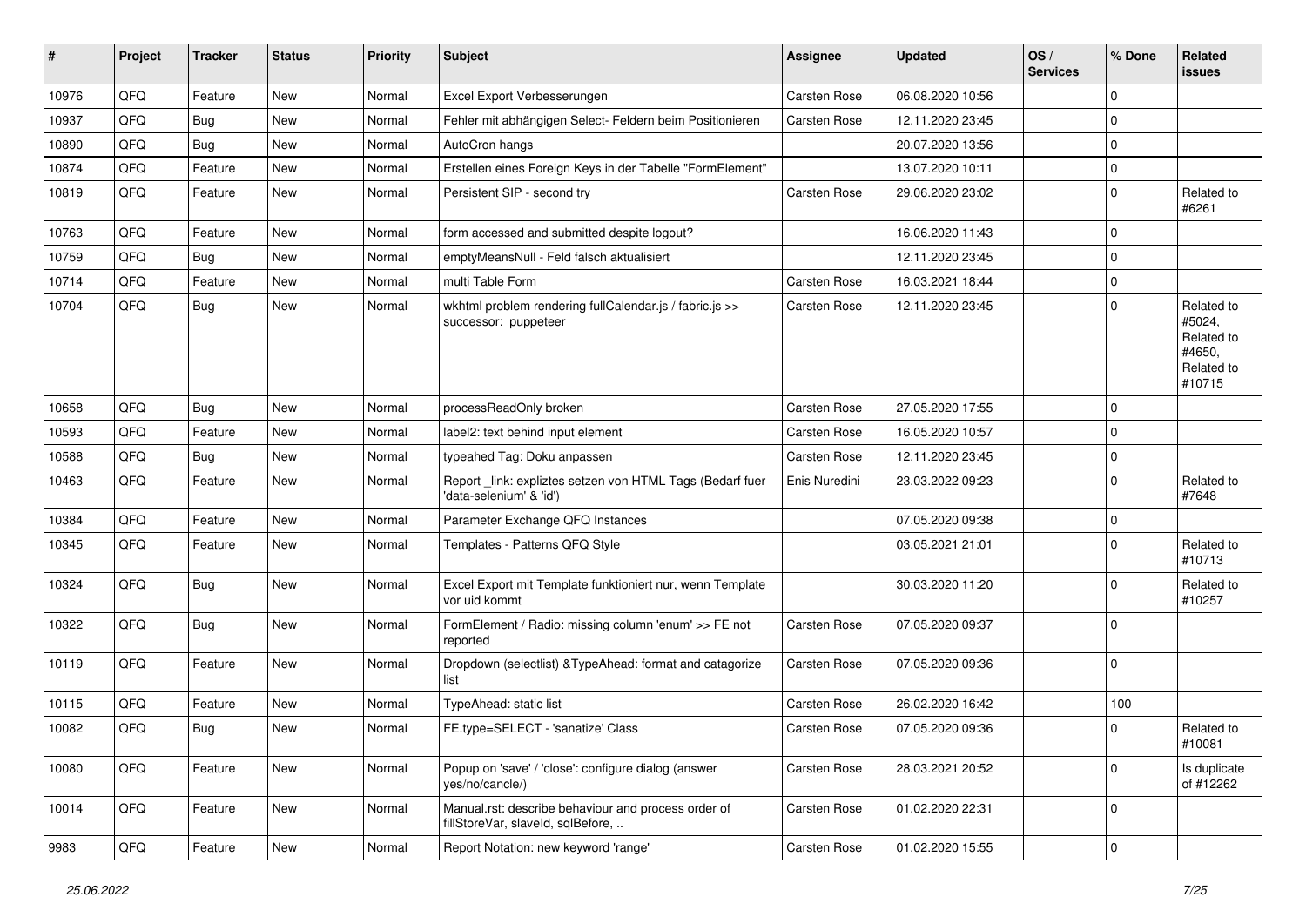| # | Project | Tracker | Status | Priority | Subject | Assignee | Updated | OS / Services | % Done | Related issues |
|---|---|---|---|---|---|---|---|---|---|---|
| 10976 | QFQ | Feature | New | Normal | Excel Export Verbesserungen | Carsten Rose | 06.08.2020 10:56 | | 0 | |
| 10937 | QFQ | Bug | New | Normal | Fehler mit abhängigen Select- Feldern beim Positionieren | Carsten Rose | 12.11.2020 23:45 | | 0 | |
| 10890 | QFQ | Bug | New | Normal | AutoCron hangs | | 20.07.2020 13:56 | | 0 | |
| 10874 | QFQ | Feature | New | Normal | Erstellen eines Foreign Keys in der Tabelle "FormElement" | | 13.07.2020 10:11 | | 0 | |
| 10819 | QFQ | Feature | New | Normal | Persistent SIP - second try | Carsten Rose | 29.06.2020 23:02 | | 0 | Related to #6261 |
| 10763 | QFQ | Feature | New | Normal | form accessed and submitted despite logout? | | 16.06.2020 11:43 | | 0 | |
| 10759 | QFQ | Bug | New | Normal | emptyMeansNull - Feld falsch aktualisiert | | 12.11.2020 23:45 | | 0 | |
| 10714 | QFQ | Feature | New | Normal | multi Table Form | Carsten Rose | 16.03.2021 18:44 | | 0 | |
| 10704 | QFQ | Bug | New | Normal | wkhtml problem rendering fullCalendar.js / fabric.js >> successor: puppeteer | Carsten Rose | 12.11.2020 23:45 | | 0 | Related to #5024, Related to #4650, Related to #10715 |
| 10658 | QFQ | Bug | New | Normal | processReadOnly broken | Carsten Rose | 27.05.2020 17:55 | | 0 | |
| 10593 | QFQ | Feature | New | Normal | label2: text behind input element | Carsten Rose | 16.05.2020 10:57 | | 0 | |
| 10588 | QFQ | Bug | New | Normal | typeahed Tag: Doku anpassen | Carsten Rose | 12.11.2020 23:45 | | 0 | |
| 10463 | QFQ | Feature | New | Normal | Report _link: expliztes setzen von HTML Tags (Bedarf fuer 'data-selenium' & 'id') | Enis Nuredini | 23.03.2022 09:23 | | 0 | Related to #7648 |
| 10384 | QFQ | Feature | New | Normal | Parameter Exchange QFQ Instances | | 07.05.2020 09:38 | | 0 | |
| 10345 | QFQ | Feature | New | Normal | Templates - Patterns QFQ Style | | 03.05.2021 21:01 | | 0 | Related to #10713 |
| 10324 | QFQ | Bug | New | Normal | Excel Export mit Template funktioniert nur, wenn Template vor uid kommt | | 30.03.2020 11:20 | | 0 | Related to #10257 |
| 10322 | QFQ | Bug | New | Normal | FormElement / Radio: missing column 'enum' >> FE not reported | Carsten Rose | 07.05.2020 09:37 | | 0 | |
| 10119 | QFQ | Feature | New | Normal | Dropdown (selectlist) &TypeAhead: format and catagorize list | Carsten Rose | 07.05.2020 09:36 | | 0 | |
| 10115 | QFQ | Feature | New | Normal | TypeAhead: static list | Carsten Rose | 26.02.2020 16:42 | | 100 | |
| 10082 | QFQ | Bug | New | Normal | FE.type=SELECT - 'sanatize' Class | Carsten Rose | 07.05.2020 09:36 | | 0 | Related to #10081 |
| 10080 | QFQ | Feature | New | Normal | Popup on 'save' / 'close': configure dialog (answer yes/no/cancle/) | Carsten Rose | 28.03.2021 20:52 | | 0 | Is duplicate of #12262 |
| 10014 | QFQ | Feature | New | Normal | Manual.rst: describe behaviour and process order of fillStoreVar, slaveId, sqlBefore, .. | Carsten Rose | 01.02.2020 22:31 | | 0 | |
| 9983 | QFQ | Feature | New | Normal | Report Notation: new keyword 'range' | Carsten Rose | 01.02.2020 15:55 | | 0 | |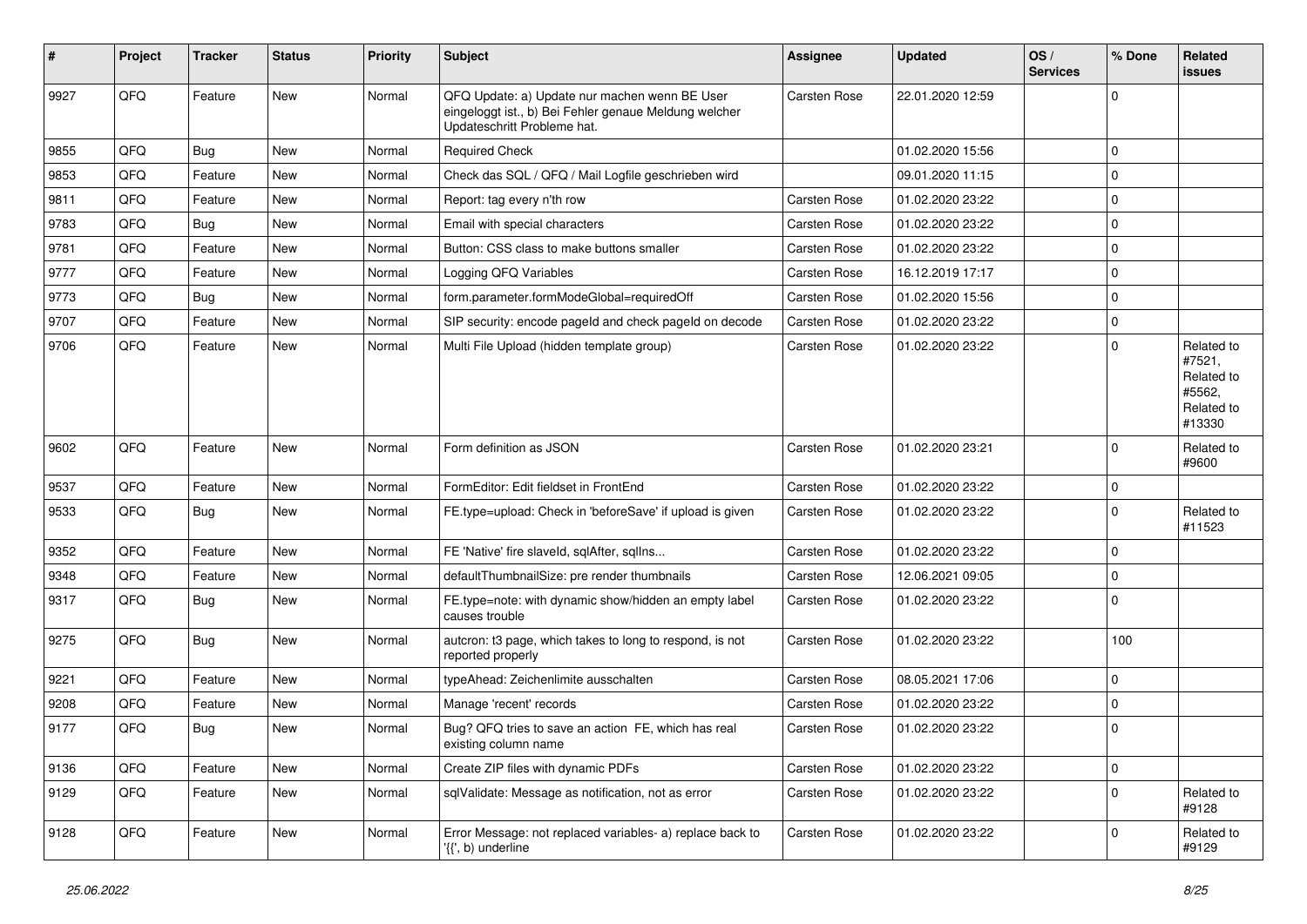| # | Project | Tracker | Status | Priority | Subject | Assignee | Updated | OS / Services | % Done | Related issues |
|---|---|---|---|---|---|---|---|---|---|---|
| 9927 | QFQ | Feature | New | Normal | QFQ Update: a) Update nur machen wenn BE User eingeloggt ist., b) Bei Fehler genaue Meldung welcher Updateschritt Probleme hat. | Carsten Rose | 22.01.2020 12:59 | | 0 | |
| 9855 | QFQ | Bug | New | Normal | Required Check | | 01.02.2020 15:56 | | 0 | |
| 9853 | QFQ | Feature | New | Normal | Check das SQL / QFQ / Mail Logfile geschrieben wird | | 09.01.2020 11:15 | | 0 | |
| 9811 | QFQ | Feature | New | Normal | Report: tag every n'th row | Carsten Rose | 01.02.2020 23:22 | | 0 | |
| 9783 | QFQ | Bug | New | Normal | Email with special characters | Carsten Rose | 01.02.2020 23:22 | | 0 | |
| 9781 | QFQ | Feature | New | Normal | Button: CSS class to make buttons smaller | Carsten Rose | 01.02.2020 23:22 | | 0 | |
| 9777 | QFQ | Feature | New | Normal | Logging QFQ Variables | Carsten Rose | 16.12.2019 17:17 | | 0 | |
| 9773 | QFQ | Bug | New | Normal | form.parameter.formModeGlobal=requiredOff | Carsten Rose | 01.02.2020 15:56 | | 0 | |
| 9707 | QFQ | Feature | New | Normal | SIP security: encode pageId and check pageId on decode | Carsten Rose | 01.02.2020 23:22 | | 0 | |
| 9706 | QFQ | Feature | New | Normal | Multi File Upload (hidden template group) | Carsten Rose | 01.02.2020 23:22 | | 0 | Related to #7521, Related to #5562, Related to #13330 |
| 9602 | QFQ | Feature | New | Normal | Form definition as JSON | Carsten Rose | 01.02.2020 23:21 | | 0 | Related to #9600 |
| 9537 | QFQ | Feature | New | Normal | FormEditor: Edit fieldset in FrontEnd | Carsten Rose | 01.02.2020 23:22 | | 0 | |
| 9533 | QFQ | Bug | New | Normal | FE.type=upload: Check in 'beforeSave' if upload is given | Carsten Rose | 01.02.2020 23:22 | | 0 | Related to #11523 |
| 9352 | QFQ | Feature | New | Normal | FE 'Native' fire slaveId, sqlAfter, sqlIns... | Carsten Rose | 01.02.2020 23:22 | | 0 | |
| 9348 | QFQ | Feature | New | Normal | defaultThumbnailSize: pre render thumbnails | Carsten Rose | 12.06.2021 09:05 | | 0 | |
| 9317 | QFQ | Bug | New | Normal | FE.type=note: with dynamic show/hidden an empty label causes trouble | Carsten Rose | 01.02.2020 23:22 | | 0 | |
| 9275 | QFQ | Bug | New | Normal | autcron: t3 page, which takes to long to respond, is not reported properly | Carsten Rose | 01.02.2020 23:22 | | 100 | |
| 9221 | QFQ | Feature | New | Normal | typeAhead: Zeichenlimite ausschalten | Carsten Rose | 08.05.2021 17:06 | | 0 | |
| 9208 | QFQ | Feature | New | Normal | Manage 'recent' records | Carsten Rose | 01.02.2020 23:22 | | 0 | |
| 9177 | QFQ | Bug | New | Normal | Bug? QFQ tries to save an action FE, which has real existing column name | Carsten Rose | 01.02.2020 23:22 | | 0 | |
| 9136 | QFQ | Feature | New | Normal | Create ZIP files with dynamic PDFs | Carsten Rose | 01.02.2020 23:22 | | 0 | |
| 9129 | QFQ | Feature | New | Normal | sqlValidate: Message as notification, not as error | Carsten Rose | 01.02.2020 23:22 | | 0 | Related to #9128 |
| 9128 | QFQ | Feature | New | Normal | Error Message: not replaced variables- a) replace back to '{{', b) underline | Carsten Rose | 01.02.2020 23:22 | | 0 | Related to #9129 |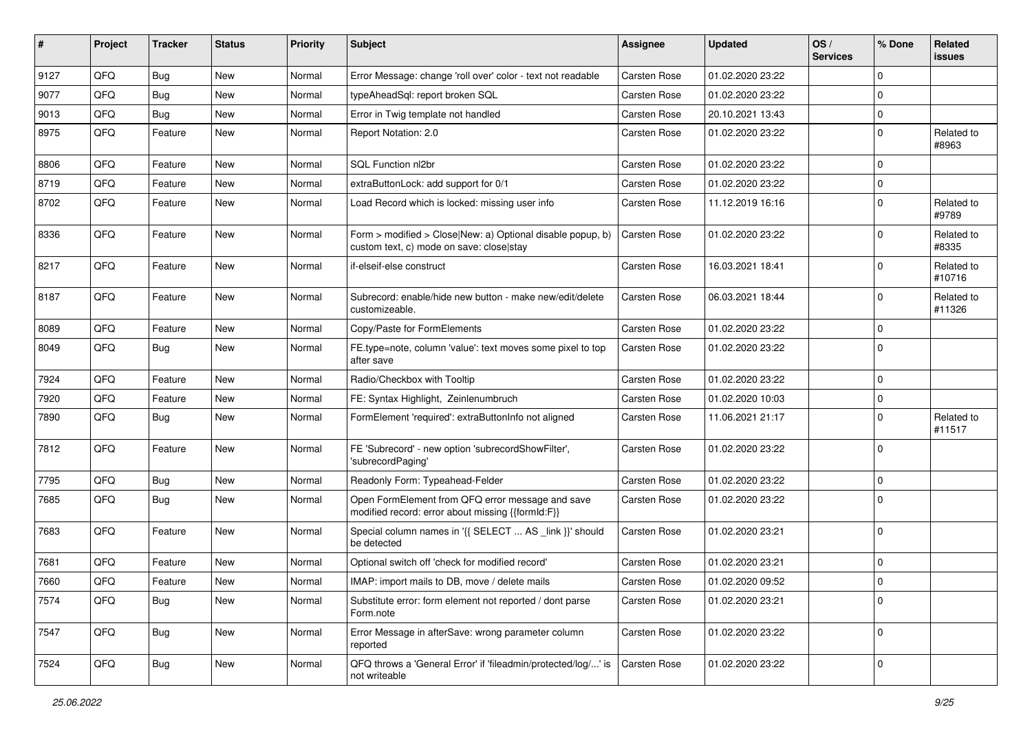| # | Project | Tracker | Status | Priority | Subject | Assignee | Updated | OS / Services | % Done | Related issues |
|---|---|---|---|---|---|---|---|---|---|---|
| 9127 | QFQ | Bug | New | Normal | Error Message: change 'roll over' color - text not readable | Carsten Rose | 01.02.2020 23:22 | | 0 | |
| 9077 | QFQ | Bug | New | Normal | typeAheadSql: report broken SQL | Carsten Rose | 01.02.2020 23:22 | | 0 | |
| 9013 | QFQ | Bug | New | Normal | Error in Twig template not handled | Carsten Rose | 20.10.2021 13:43 | | 0 | |
| 8975 | QFQ | Feature | New | Normal | Report Notation: 2.0 | Carsten Rose | 01.02.2020 23:22 | | 0 | Related to #8963 |
| 8806 | QFQ | Feature | New | Normal | SQL Function nl2br | Carsten Rose | 01.02.2020 23:22 | | 0 | |
| 8719 | QFQ | Feature | New | Normal | extraButtonLock: add support for 0/1 | Carsten Rose | 01.02.2020 23:22 | | 0 | |
| 8702 | QFQ | Feature | New | Normal | Load Record which is locked: missing user info | Carsten Rose | 11.12.2019 16:16 | | 0 | Related to #9789 |
| 8336 | QFQ | Feature | New | Normal | Form > modified > Close\|New: a) Optional disable popup, b) custom text, c) mode on save: close\|stay | Carsten Rose | 01.02.2020 23:22 | | 0 | Related to #8335 |
| 8217 | QFQ | Feature | New | Normal | if-elseif-else construct | Carsten Rose | 16.03.2021 18:41 | | 0 | Related to #10716 |
| 8187 | QFQ | Feature | New | Normal | Subrecord: enable/hide new button - make new/edit/delete customizeable. | Carsten Rose | 06.03.2021 18:44 | | 0 | Related to #11326 |
| 8089 | QFQ | Feature | New | Normal | Copy/Paste for FormElements | Carsten Rose | 01.02.2020 23:22 | | 0 | |
| 8049 | QFQ | Bug | New | Normal | FE.type=note, column 'value': text moves some pixel to top after save | Carsten Rose | 01.02.2020 23:22 | | 0 | |
| 7924 | QFQ | Feature | New | Normal | Radio/Checkbox with Tooltip | Carsten Rose | 01.02.2020 23:22 | | 0 | |
| 7920 | QFQ | Feature | New | Normal | FE: Syntax Highlight, Zeinlenumbruch | Carsten Rose | 01.02.2020 10:03 | | 0 | |
| 7890 | QFQ | Bug | New | Normal | FormElement 'required': extraButtonInfo not aligned | Carsten Rose | 11.06.2021 21:17 | | 0 | Related to #11517 |
| 7812 | QFQ | Feature | New | Normal | FE 'Subrecord' - new option 'subrecordShowFilter', 'subrecordPaging' | Carsten Rose | 01.02.2020 23:22 | | 0 | |
| 7795 | QFQ | Bug | New | Normal | Readonly Form: Typeahead-Felder | Carsten Rose | 01.02.2020 23:22 | | 0 | |
| 7685 | QFQ | Bug | New | Normal | Open FormElement from QFQ error message and save modified record: error about missing {{formId:F}} | Carsten Rose | 01.02.2020 23:22 | | 0 | |
| 7683 | QFQ | Feature | New | Normal | Special column names in '{{ SELECT ... AS _link }}' should be detected | Carsten Rose | 01.02.2020 23:21 | | 0 | |
| 7681 | QFQ | Feature | New | Normal | Optional switch off 'check for modified record' | Carsten Rose | 01.02.2020 23:21 | | 0 | |
| 7660 | QFQ | Feature | New | Normal | IMAP: import mails to DB, move / delete mails | Carsten Rose | 01.02.2020 09:52 | | 0 | |
| 7574 | QFQ | Bug | New | Normal | Substitute error: form element not reported / dont parse Form.note | Carsten Rose | 01.02.2020 23:21 | | 0 | |
| 7547 | QFQ | Bug | New | Normal | Error Message in afterSave: wrong parameter column reported | Carsten Rose | 01.02.2020 23:22 | | 0 | |
| 7524 | QFQ | Bug | New | Normal | QFQ throws a 'General Error' if 'fileadmin/protected/log/...' is not writeable | Carsten Rose | 01.02.2020 23:22 | | 0 | |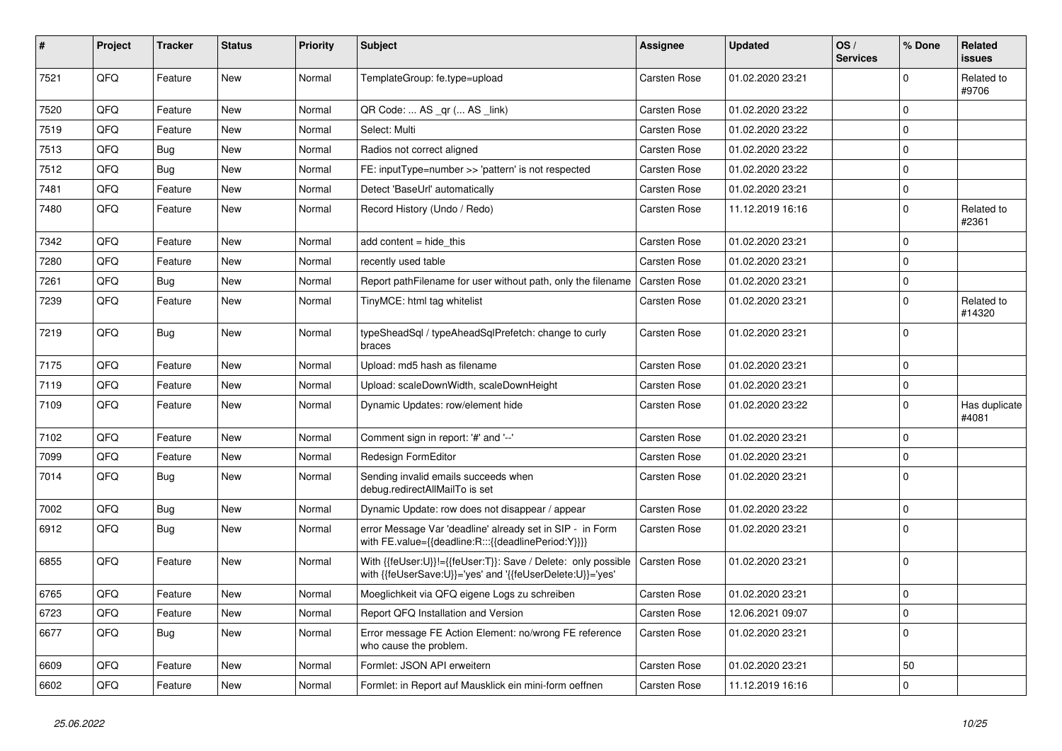| # | Project | Tracker | Status | Priority | Subject | Assignee | Updated | OS / Services | % Done | Related issues |
|---|---|---|---|---|---|---|---|---|---|---|
| 7521 | QFQ | Feature | New | Normal | TemplateGroup: fe.type=upload | Carsten Rose | 01.02.2020 23:21 | | 0 | Related to #9706 |
| 7520 | QFQ | Feature | New | Normal | QR Code: ... AS _qr (... AS _link) | Carsten Rose | 01.02.2020 23:22 | | 0 | |
| 7519 | QFQ | Feature | New | Normal | Select: Multi | Carsten Rose | 01.02.2020 23:22 | | 0 | |
| 7513 | QFQ | Bug | New | Normal | Radios not correct aligned | Carsten Rose | 01.02.2020 23:22 | | 0 | |
| 7512 | QFQ | Bug | New | Normal | FE: inputType=number >> 'pattern' is not respected | Carsten Rose | 01.02.2020 23:22 | | 0 | |
| 7481 | QFQ | Feature | New | Normal | Detect 'BaseUrl' automatically | Carsten Rose | 01.02.2020 23:21 | | 0 | |
| 7480 | QFQ | Feature | New | Normal | Record History (Undo / Redo) | Carsten Rose | 11.12.2019 16:16 | | 0 | Related to #2361 |
| 7342 | QFQ | Feature | New | Normal | add content = hide_this | Carsten Rose | 01.02.2020 23:21 | | 0 | |
| 7280 | QFQ | Feature | New | Normal | recently used table | Carsten Rose | 01.02.2020 23:21 | | 0 | |
| 7261 | QFQ | Bug | New | Normal | Report pathFilename for user without path, only the filename | Carsten Rose | 01.02.2020 23:21 | | 0 | |
| 7239 | QFQ | Feature | New | Normal | TinyMCE: html tag whitelist | Carsten Rose | 01.02.2020 23:21 | | 0 | Related to #14320 |
| 7219 | QFQ | Bug | New | Normal | typeSheadSql / typeAheadSqlPrefetch: change to curly braces | Carsten Rose | 01.02.2020 23:21 | | 0 | |
| 7175 | QFQ | Feature | New | Normal | Upload: md5 hash as filename | Carsten Rose | 01.02.2020 23:21 | | 0 | |
| 7119 | QFQ | Feature | New | Normal | Upload: scaleDownWidth, scaleDownHeight | Carsten Rose | 01.02.2020 23:21 | | 0 | |
| 7109 | QFQ | Feature | New | Normal | Dynamic Updates: row/element hide | Carsten Rose | 01.02.2020 23:22 | | 0 | Has duplicate #4081 |
| 7102 | QFQ | Feature | New | Normal | Comment sign in report: '#' and '--' | Carsten Rose | 01.02.2020 23:21 | | 0 | |
| 7099 | QFQ | Feature | New | Normal | Redesign FormEditor | Carsten Rose | 01.02.2020 23:21 | | 0 | |
| 7014 | QFQ | Bug | New | Normal | Sending invalid emails succeeds when debug.redirectAllMailTo is set | Carsten Rose | 01.02.2020 23:21 | | 0 | |
| 7002 | QFQ | Bug | New | Normal | Dynamic Update: row does not disappear / appear | Carsten Rose | 01.02.2020 23:22 | | 0 | |
| 6912 | QFQ | Bug | New | Normal | error Message Var 'deadline' already set in SIP - in Form with FE.value={{deadline:R:::{{deadlinePeriod:Y}}}} | Carsten Rose | 01.02.2020 23:21 | | 0 | |
| 6855 | QFQ | Feature | New | Normal | With {{feUser:U}}!={{feUser:T}}: Save / Delete: only possible with {{feUserSave:U}}='yes' and '{{feUserDelete:U}}='yes' | Carsten Rose | 01.02.2020 23:21 | | 0 | |
| 6765 | QFQ | Feature | New | Normal | Moeglichkeit via QFQ eigene Logs zu schreiben | Carsten Rose | 01.02.2020 23:21 | | 0 | |
| 6723 | QFQ | Feature | New | Normal | Report QFQ Installation and Version | Carsten Rose | 12.06.2021 09:07 | | 0 | |
| 6677 | QFQ | Bug | New | Normal | Error message FE Action Element: no/wrong FE reference who cause the problem. | Carsten Rose | 01.02.2020 23:21 | | 0 | |
| 6609 | QFQ | Feature | New | Normal | Formlet: JSON API erweitern | Carsten Rose | 01.02.2020 23:21 | | 50 | |
| 6602 | QFQ | Feature | New | Normal | Formlet: in Report auf Mausklick ein mini-form oeffnen | Carsten Rose | 11.12.2019 16:16 | | 0 | |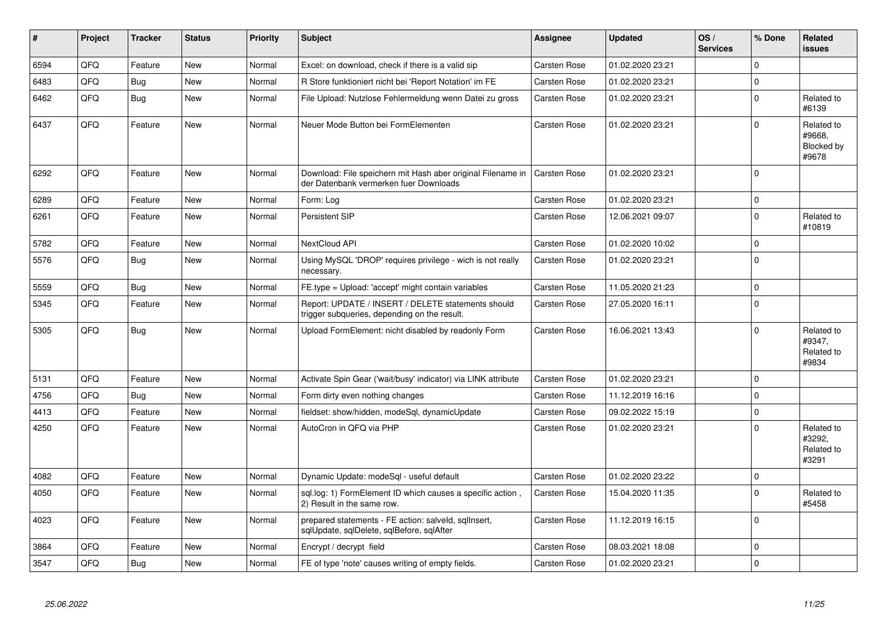| # | Project | Tracker | Status | Priority | Subject | Assignee | Updated | OS / Services | % Done | Related issues |
|---|---|---|---|---|---|---|---|---|---|---|
| 6594 | QFQ | Feature | New | Normal | Excel: on download, check if there is a valid sip | Carsten Rose | 01.02.2020 23:21 | | 0 | |
| 6483 | QFQ | Bug | New | Normal | R Store funktioniert nicht bei 'Report Notation' im FE | Carsten Rose | 01.02.2020 23:21 | | 0 | |
| 6462 | QFQ | Bug | New | Normal | File Upload: Nutzlose Fehlermeldung wenn Datei zu gross | Carsten Rose | 01.02.2020 23:21 | | 0 | Related to #6139 |
| 6437 | QFQ | Feature | New | Normal | Neuer Mode Button bei FormElementen | Carsten Rose | 01.02.2020 23:21 | | 0 | Related to #9668, Blocked by #9678 |
| 6292 | QFQ | Feature | New | Normal | Download: File speichern mit Hash aber original Filename in der Datenbank vermerken fuer Downloads | Carsten Rose | 01.02.2020 23:21 | | 0 | |
| 6289 | QFQ | Feature | New | Normal | Form: Log | Carsten Rose | 01.02.2020 23:21 | | 0 | |
| 6261 | QFQ | Feature | New | Normal | Persistent SIP | Carsten Rose | 12.06.2021 09:07 | | 0 | Related to #10819 |
| 5782 | QFQ | Feature | New | Normal | NextCloud API | Carsten Rose | 01.02.2020 10:02 | | 0 | |
| 5576 | QFQ | Bug | New | Normal | Using MySQL 'DROP' requires privilege - wich is not really necessary. | Carsten Rose | 01.02.2020 23:21 | | 0 | |
| 5559 | QFQ | Bug | New | Normal | FE.type = Upload: 'accept' might contain variables | Carsten Rose | 11.05.2020 21:23 | | 0 | |
| 5345 | QFQ | Feature | New | Normal | Report: UPDATE / INSERT / DELETE statements should trigger subqueries, depending on the result. | Carsten Rose | 27.05.2020 16:11 | | 0 | |
| 5305 | QFQ | Bug | New | Normal | Upload FormElement: nicht disabled by readonly Form | Carsten Rose | 16.06.2021 13:43 | | 0 | Related to #9347, Related to #9834 |
| 5131 | QFQ | Feature | New | Normal | Activate Spin Gear ('wait/busy' indicator) via LINK attribute | Carsten Rose | 01.02.2020 23:21 | | 0 | |
| 4756 | QFQ | Bug | New | Normal | Form dirty even nothing changes | Carsten Rose | 11.12.2019 16:16 | | 0 | |
| 4413 | QFQ | Feature | New | Normal | fieldset: show/hidden, modeSql, dynamicUpdate | Carsten Rose | 09.02.2022 15:19 | | 0 | |
| 4250 | QFQ | Feature | New | Normal | AutoCron in QFQ via PHP | Carsten Rose | 01.02.2020 23:21 | | 0 | Related to #3292, Related to #3291 |
| 4082 | QFQ | Feature | New | Normal | Dynamic Update: modeSql - useful default | Carsten Rose | 01.02.2020 23:22 | | 0 | |
| 4050 | QFQ | Feature | New | Normal | sql.log: 1) FormElement ID which causes a specific action , 2) Result in the same row. | Carsten Rose | 15.04.2020 11:35 | | 0 | Related to #5458 |
| 4023 | QFQ | Feature | New | Normal | prepared statements - FE action: salveld, sqlInsert, sqlUpdate, sqlDelete, sqlBefore, sqlAfter | Carsten Rose | 11.12.2019 16:15 | | 0 | |
| 3864 | QFQ | Feature | New | Normal | Encrypt / decrypt field | Carsten Rose | 08.03.2021 18:08 | | 0 | |
| 3547 | QFQ | Bug | New | Normal | FE of type 'note' causes writing of empty fields. | Carsten Rose | 01.02.2020 23:21 | | 0 | |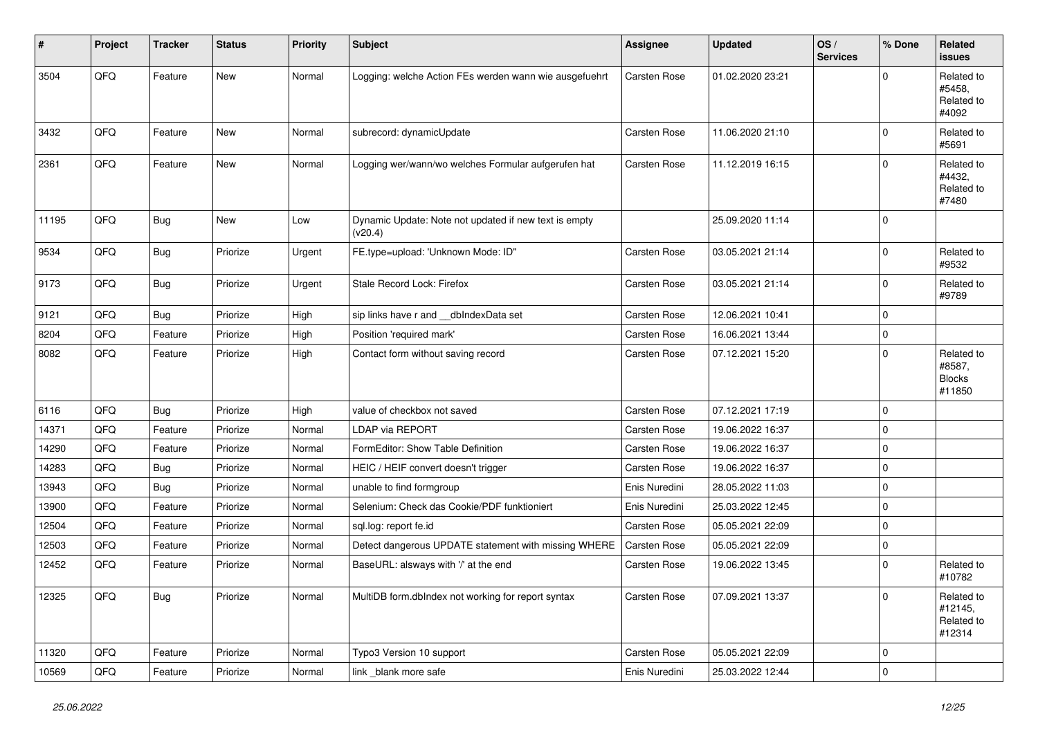| # | Project | Tracker | Status | Priority | Subject | Assignee | Updated | OS / Services | % Done | Related issues |
|---|---|---|---|---|---|---|---|---|---|---|
| 3504 | QFQ | Feature | New | Normal | Logging: welche Action FEs werden wann wie ausgefuehrt | Carsten Rose | 01.02.2020 23:21 | | 0 | Related to #5458, Related to #4092 |
| 3432 | QFQ | Feature | New | Normal | subrecord: dynamicUpdate | Carsten Rose | 11.06.2020 21:10 | | 0 | Related to #5691 |
| 2361 | QFQ | Feature | New | Normal | Logging wer/wann/wo welches Formular aufgerufen hat | Carsten Rose | 11.12.2019 16:15 | | 0 | Related to #4432, Related to #7480 |
| 11195 | QFQ | Bug | New | Low | Dynamic Update: Note not updated if new text is empty (v20.4) | | 25.09.2020 11:14 | | 0 | |
| 9534 | QFQ | Bug | Priorize | Urgent | FE.type=upload: 'Unknown Mode: ID" | Carsten Rose | 03.05.2021 21:14 | | 0 | Related to #9532 |
| 9173 | QFQ | Bug | Priorize | Urgent | Stale Record Lock: Firefox | Carsten Rose | 03.05.2021 21:14 | | 0 | Related to #9789 |
| 9121 | QFQ | Bug | Priorize | High | sip links have r and __dbIndexData set | Carsten Rose | 12.06.2021 10:41 | | 0 | |
| 8204 | QFQ | Feature | Priorize | High | Position 'required mark' | Carsten Rose | 16.06.2021 13:44 | | 0 | |
| 8082 | QFQ | Feature | Priorize | High | Contact form without saving record | Carsten Rose | 07.12.2021 15:20 | | 0 | Related to #8587, Blocks #11850 |
| 6116 | QFQ | Bug | Priorize | High | value of checkbox not saved | Carsten Rose | 07.12.2021 17:19 | | 0 | |
| 14371 | QFQ | Feature | Priorize | Normal | LDAP via REPORT | Carsten Rose | 19.06.2022 16:37 | | 0 | |
| 14290 | QFQ | Feature | Priorize | Normal | FormEditor: Show Table Definition | Carsten Rose | 19.06.2022 16:37 | | 0 | |
| 14283 | QFQ | Bug | Priorize | Normal | HEIC / HEIF convert doesn't trigger | Carsten Rose | 19.06.2022 16:37 | | 0 | |
| 13943 | QFQ | Bug | Priorize | Normal | unable to find formgroup | Enis Nuredini | 28.05.2022 11:03 | | 0 | |
| 13900 | QFQ | Feature | Priorize | Normal | Selenium: Check das Cookie/PDF funktioniert | Enis Nuredini | 25.03.2022 12:45 | | 0 | |
| 12504 | QFQ | Feature | Priorize | Normal | sql.log: report fe.id | Carsten Rose | 05.05.2021 22:09 | | 0 | |
| 12503 | QFQ | Feature | Priorize | Normal | Detect dangerous UPDATE statement with missing WHERE | Carsten Rose | 05.05.2021 22:09 | | 0 | |
| 12452 | QFQ | Feature | Priorize | Normal | BaseURL: alsways with '/' at the end | Carsten Rose | 19.06.2022 13:45 | | 0 | Related to #10782 |
| 12325 | QFQ | Bug | Priorize | Normal | MultiDB form.dbIndex not working for report syntax | Carsten Rose | 07.09.2021 13:37 | | 0 | Related to #12145, Related to #12314 |
| 11320 | QFQ | Feature | Priorize | Normal | Typo3 Version 10 support | Carsten Rose | 05.05.2021 22:09 | | 0 | |
| 10569 | QFQ | Feature | Priorize | Normal | link _blank more safe | Enis Nuredini | 25.03.2022 12:44 | | 0 | |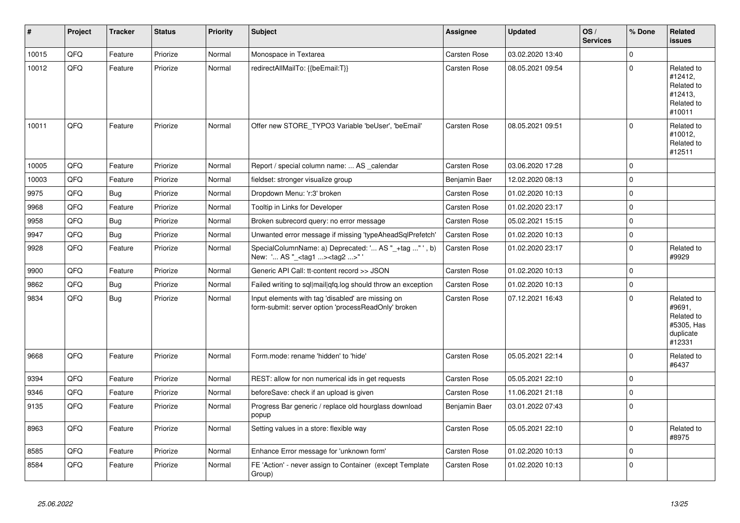| # | Project | Tracker | Status | Priority | Subject | Assignee | Updated | OS / Services | % Done | Related issues |
|---|---|---|---|---|---|---|---|---|---|---|
| 10015 | QFQ | Feature | Priorize | Normal | Monospace in Textarea | Carsten Rose | 03.02.2020 13:40 | | 0 | |
| 10012 | QFQ | Feature | Priorize | Normal | redirectAllMailTo: {{beEmail:T}} | Carsten Rose | 08.05.2021 09:54 | | 0 | Related to #12412, Related to #12413, Related to #10011 |
| 10011 | QFQ | Feature | Priorize | Normal | Offer new STORE_TYPO3 Variable 'beUser', 'beEmail' | Carsten Rose | 08.05.2021 09:51 | | 0 | Related to #10012, Related to #12511 |
| 10005 | QFQ | Feature | Priorize | Normal | Report / special column name: ... AS _calendar | Carsten Rose | 03.06.2020 17:28 | | 0 | |
| 10003 | QFQ | Feature | Priorize | Normal | fieldset: stronger visualize group | Benjamin Baer | 12.02.2020 08:13 | | 0 | |
| 9975 | QFQ | Bug | Priorize | Normal | Dropdown Menu: 'r:3' broken | Carsten Rose | 01.02.2020 10:13 | | 0 | |
| 9968 | QFQ | Feature | Priorize | Normal | Tooltip in Links for Developer | Carsten Rose | 01.02.2020 23:17 | | 0 | |
| 9958 | QFQ | Bug | Priorize | Normal | Broken subrecord query: no error message | Carsten Rose | 05.02.2021 15:15 | | 0 | |
| 9947 | QFQ | Bug | Priorize | Normal | Unwanted error message if missing 'typeAheadSqlPrefetch' | Carsten Rose | 01.02.2020 10:13 | | 0 | |
| 9928 | QFQ | Feature | Priorize | Normal | SpecialColumnName: a) Deprecated: '... AS "_+tag ..." ', b) New: '... AS "_<tag1 ...><tag2 ...>" ' | Carsten Rose | 01.02.2020 23:17 | | 0 | Related to #9929 |
| 9900 | QFQ | Feature | Priorize | Normal | Generic API Call: tt-content record >> JSON | Carsten Rose | 01.02.2020 10:13 | | 0 | |
| 9862 | QFQ | Bug | Priorize | Normal | Failed writing to sql\|mail\|qfq.log should throw an exception | Carsten Rose | 01.02.2020 10:13 | | 0 | |
| 9834 | QFQ | Bug | Priorize | Normal | Input elements with tag 'disabled' are missing on form-submit: server option 'processReadOnly' broken | Carsten Rose | 07.12.2021 16:43 | | 0 | Related to #9691, Related to #5305, Has duplicate #12331 |
| 9668 | QFQ | Feature | Priorize | Normal | Form.mode: rename 'hidden' to 'hide' | Carsten Rose | 05.05.2021 22:14 | | 0 | Related to #6437 |
| 9394 | QFQ | Feature | Priorize | Normal | REST: allow for non numerical ids in get requests | Carsten Rose | 05.05.2021 22:10 | | 0 | |
| 9346 | QFQ | Feature | Priorize | Normal | beforeSave: check if an upload is given | Carsten Rose | 11.06.2021 21:18 | | 0 | |
| 9135 | QFQ | Feature | Priorize | Normal | Progress Bar generic / replace old hourglass download popup | Benjamin Baer | 03.01.2022 07:43 | | 0 | |
| 8963 | QFQ | Feature | Priorize | Normal | Setting values in a store: flexible way | Carsten Rose | 05.05.2021 22:10 | | 0 | Related to #8975 |
| 8585 | QFQ | Feature | Priorize | Normal | Enhance Error message for 'unknown form' | Carsten Rose | 01.02.2020 10:13 | | 0 | |
| 8584 | QFQ | Feature | Priorize | Normal | FE 'Action' - never assign to Container (except Template Group) | Carsten Rose | 01.02.2020 10:13 | | 0 | |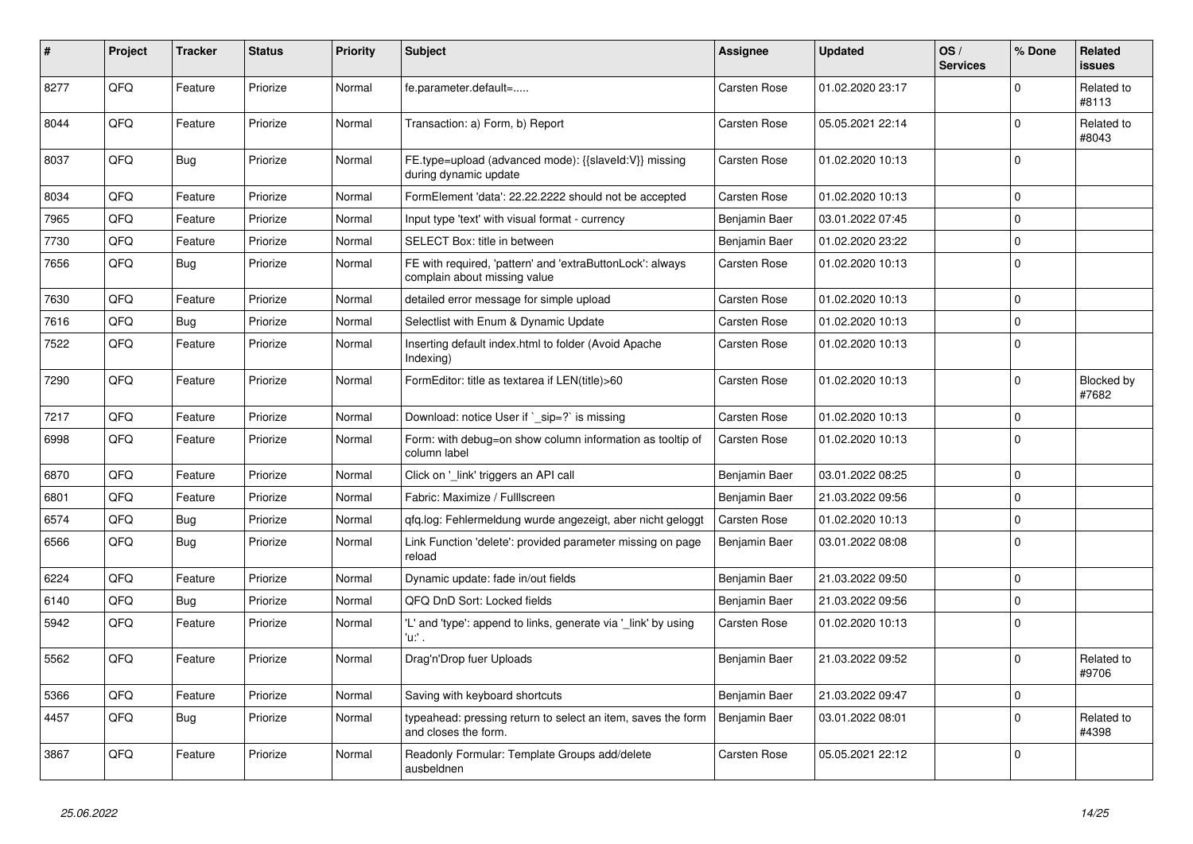| # | Project | Tracker | Status | Priority | Subject | Assignee | Updated | OS / Services | % Done | Related issues |
|---|---|---|---|---|---|---|---|---|---|---|
| 8277 | QFQ | Feature | Priorize | Normal | fe.parameter.default=..... | Carsten Rose | 01.02.2020 23:17 | | 0 | Related to #8113 |
| 8044 | QFQ | Feature | Priorize | Normal | Transaction: a) Form, b) Report | Carsten Rose | 05.05.2021 22:14 | | 0 | Related to #8043 |
| 8037 | QFQ | Bug | Priorize | Normal | FE.type=upload (advanced mode): {{slaveId:V}} missing during dynamic update | Carsten Rose | 01.02.2020 10:13 | | 0 | |
| 8034 | QFQ | Feature | Priorize | Normal | FormElement 'data': 22.22.2222 should not be accepted | Carsten Rose | 01.02.2020 10:13 | | 0 | |
| 7965 | QFQ | Feature | Priorize | Normal | Input type 'text' with visual format - currency | Benjamin Baer | 03.01.2022 07:45 | | 0 | |
| 7730 | QFQ | Feature | Priorize | Normal | SELECT Box: title in between | Benjamin Baer | 01.02.2020 23:22 | | 0 | |
| 7656 | QFQ | Bug | Priorize | Normal | FE with required, 'pattern' and 'extraButtonLock': always complain about missing value | Carsten Rose | 01.02.2020 10:13 | | 0 | |
| 7630 | QFQ | Feature | Priorize | Normal | detailed error message for simple upload | Carsten Rose | 01.02.2020 10:13 | | 0 | |
| 7616 | QFQ | Bug | Priorize | Normal | Selectlist with Enum & Dynamic Update | Carsten Rose | 01.02.2020 10:13 | | 0 | |
| 7522 | QFQ | Feature | Priorize | Normal | Inserting default index.html to folder (Avoid Apache Indexing) | Carsten Rose | 01.02.2020 10:13 | | 0 | |
| 7290 | QFQ | Feature | Priorize | Normal | FormEditor: title as textarea if LEN(title)>60 | Carsten Rose | 01.02.2020 10:13 | | 0 | Blocked by #7682 |
| 7217 | QFQ | Feature | Priorize | Normal | Download: notice User if `_sip=?` is missing | Carsten Rose | 01.02.2020 10:13 | | 0 | |
| 6998 | QFQ | Feature | Priorize | Normal | Form: with debug=on show column information as tooltip of column label | Carsten Rose | 01.02.2020 10:13 | | 0 | |
| 6870 | QFQ | Feature | Priorize | Normal | Click on '_link' triggers an API call | Benjamin Baer | 03.01.2022 08:25 | | 0 | |
| 6801 | QFQ | Feature | Priorize | Normal | Fabric: Maximize / Fulllscreen | Benjamin Baer | 21.03.2022 09:56 | | 0 | |
| 6574 | QFQ | Bug | Priorize | Normal | qfq.log: Fehlermeldung wurde angezeigt, aber nicht geloggt | Carsten Rose | 01.02.2020 10:13 | | 0 | |
| 6566 | QFQ | Bug | Priorize | Normal | Link Function 'delete': provided parameter missing on page reload | Benjamin Baer | 03.01.2022 08:08 | | 0 | |
| 6224 | QFQ | Feature | Priorize | Normal | Dynamic update: fade in/out fields | Benjamin Baer | 21.03.2022 09:50 | | 0 | |
| 6140 | QFQ | Bug | Priorize | Normal | QFQ DnD Sort: Locked fields | Benjamin Baer | 21.03.2022 09:56 | | 0 | |
| 5942 | QFQ | Feature | Priorize | Normal | 'L' and 'type': append to links, generate via '_link' by using 'u:' . | Carsten Rose | 01.02.2020 10:13 | | 0 | |
| 5562 | QFQ | Feature | Priorize | Normal | Drag'n'Drop fuer Uploads | Benjamin Baer | 21.03.2022 09:52 | | 0 | Related to #9706 |
| 5366 | QFQ | Feature | Priorize | Normal | Saving with keyboard shortcuts | Benjamin Baer | 21.03.2022 09:47 | | 0 | |
| 4457 | QFQ | Bug | Priorize | Normal | typeahead: pressing return to select an item, saves the form and closes the form. | Benjamin Baer | 03.01.2022 08:01 | | 0 | Related to #4398 |
| 3867 | QFQ | Feature | Priorize | Normal | Readonly Formular: Template Groups add/delete ausbeldnen | Carsten Rose | 05.05.2021 22:12 | | 0 | |

*25.06.2022*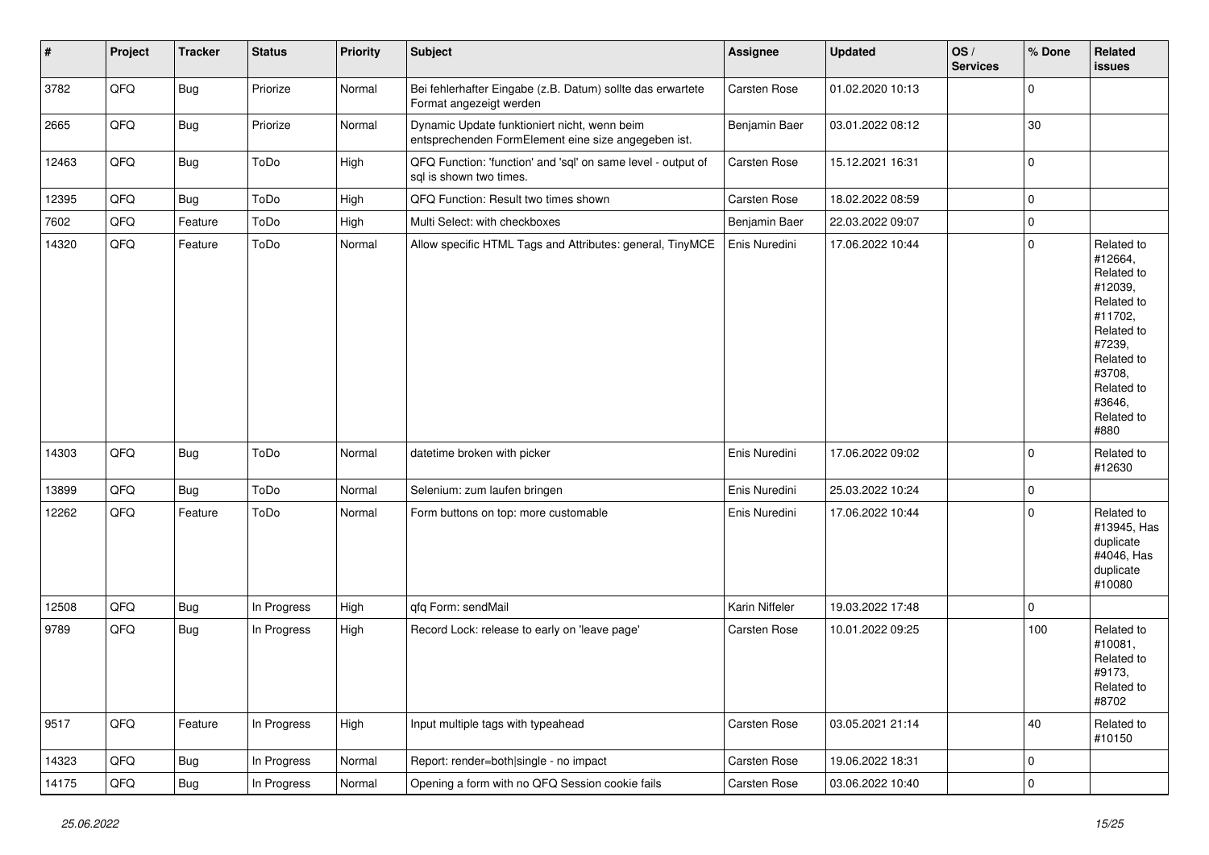| # | Project | Tracker | Status | Priority | Subject | Assignee | Updated | OS / Services | % Done | Related issues |
|---|---|---|---|---|---|---|---|---|---|---|
| 3782 | QFQ | Bug | Priorize | Normal | Bei fehlerhafter Eingabe (z.B. Datum) sollte das erwartete Format angezeigt werden | Carsten Rose | 01.02.2020 10:13 | | 0 | |
| 2665 | QFQ | Bug | Priorize | Normal | Dynamic Update funktioniert nicht, wenn beim entsprechenden FormElement eine size angegeben ist. | Benjamin Baer | 03.01.2022 08:12 | | 30 | |
| 12463 | QFQ | Bug | ToDo | High | QFQ Function: 'function' and 'sql' on same level - output of sql is shown two times. | Carsten Rose | 15.12.2021 16:31 | | 0 | |
| 12395 | QFQ | Bug | ToDo | High | QFQ Function: Result two times shown | Carsten Rose | 18.02.2022 08:59 | | 0 | |
| 7602 | QFQ | Feature | ToDo | High | Multi Select: with checkboxes | Benjamin Baer | 22.03.2022 09:07 | | 0 | |
| 14320 | QFQ | Feature | ToDo | Normal | Allow specific HTML Tags and Attributes: general, TinyMCE | Enis Nuredini | 17.06.2022 10:44 | | 0 | Related to #12664, Related to #12039, Related to #11702, Related to #7239, Related to #3708, Related to #3646, Related to #880 |
| 14303 | QFQ | Bug | ToDo | Normal | datetime broken with picker | Enis Nuredini | 17.06.2022 09:02 | | 0 | Related to #12630 |
| 13899 | QFQ | Bug | ToDo | Normal | Selenium: zum laufen bringen | Enis Nuredini | 25.03.2022 10:24 | | 0 | |
| 12262 | QFQ | Feature | ToDo | Normal | Form buttons on top: more customable | Enis Nuredini | 17.06.2022 10:44 | | 0 | Related to #13945, Has duplicate #4046, Has duplicate #10080 |
| 12508 | QFQ | Bug | In Progress | High | qfq Form: sendMail | Karin Niffeler | 19.03.2022 17:48 | | 0 | |
| 9789 | QFQ | Bug | In Progress | High | Record Lock: release to early on 'leave page' | Carsten Rose | 10.01.2022 09:25 | | 100 | Related to #10081, Related to #9173, Related to #8702 |
| 9517 | QFQ | Feature | In Progress | High | Input multiple tags with typeahead | Carsten Rose | 03.05.2021 21:14 | | 40 | Related to #10150 |
| 14323 | QFQ | Bug | In Progress | Normal | Report: render=both\|single - no impact | Carsten Rose | 19.06.2022 18:31 | | 0 | |
| 14175 | QFQ | Bug | In Progress | Normal | Opening a form with no QFQ Session cookie fails | Carsten Rose | 03.06.2022 10:40 | | 0 | |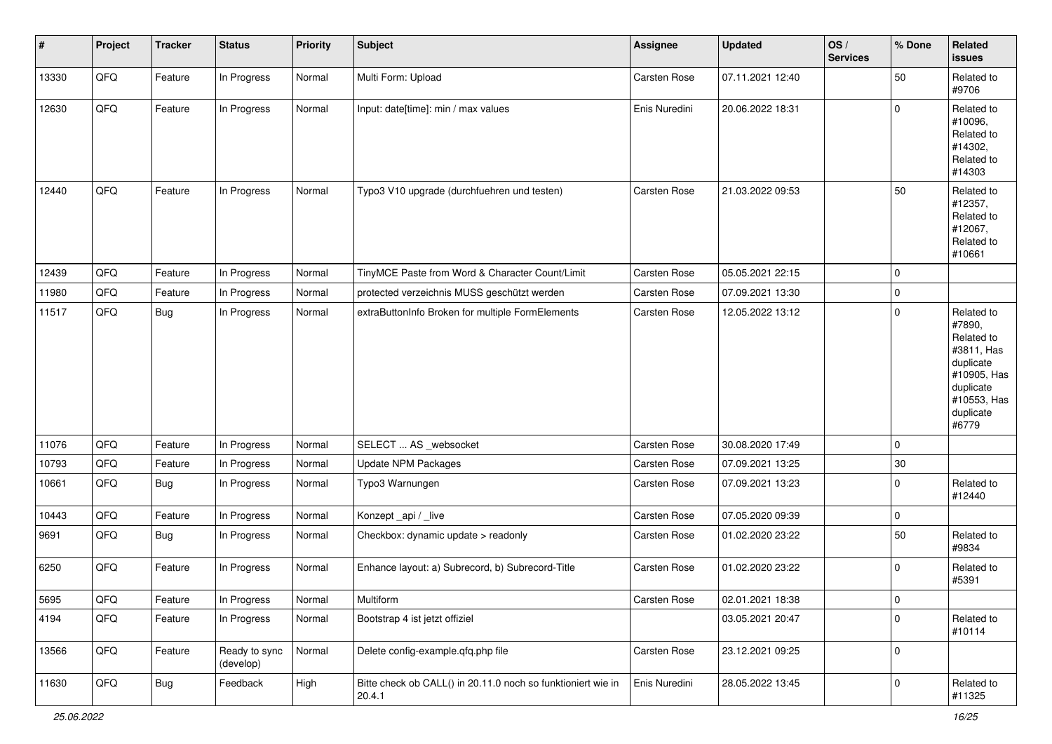| # | Project | Tracker | Status | Priority | Subject | Assignee | Updated | OS / Services | % Done | Related issues |
|---|---|---|---|---|---|---|---|---|---|---|
| 13330 | QFQ | Feature | In Progress | Normal | Multi Form: Upload | Carsten Rose | 07.11.2021 12:40 | | 50 | Related to #9706 |
| 12630 | QFQ | Feature | In Progress | Normal | Input: date[time]: min / max values | Enis Nuredini | 20.06.2022 18:31 | | 0 | Related to #10096, Related to #14302, Related to #14303 |
| 12440 | QFQ | Feature | In Progress | Normal | Typo3 V10 upgrade (durchfuehren und testen) | Carsten Rose | 21.03.2022 09:53 | | 50 | Related to #12357, Related to #12067, Related to #10661 |
| 12439 | QFQ | Feature | In Progress | Normal | TinyMCE Paste from Word & Character Count/Limit | Carsten Rose | 05.05.2021 22:15 | | 0 | |
| 11980 | QFQ | Feature | In Progress | Normal | protected verzeichnis MUSS geschützt werden | Carsten Rose | 07.09.2021 13:30 | | 0 | |
| 11517 | QFQ | Bug | In Progress | Normal | extraButtonInfo Broken for multiple FormElements | Carsten Rose | 12.05.2022 13:12 | | 0 | Related to #7890, Related to #3811, Has duplicate #10905, Has duplicate #10553, Has duplicate #6779 |
| 11076 | QFQ | Feature | In Progress | Normal | SELECT ... AS _websocket | Carsten Rose | 30.08.2020 17:49 | | 0 | |
| 10793 | QFQ | Feature | In Progress | Normal | Update NPM Packages | Carsten Rose | 07.09.2021 13:25 | | 30 | |
| 10661 | QFQ | Bug | In Progress | Normal | Typo3 Warnungen | Carsten Rose | 07.09.2021 13:23 | | 0 | Related to #12440 |
| 10443 | QFQ | Feature | In Progress | Normal | Konzept _api / _live | Carsten Rose | 07.05.2020 09:39 | | 0 | |
| 9691 | QFQ | Bug | In Progress | Normal | Checkbox: dynamic update > readonly | Carsten Rose | 01.02.2020 23:22 | | 50 | Related to #9834 |
| 6250 | QFQ | Feature | In Progress | Normal | Enhance layout: a) Subrecord, b) Subrecord-Title | Carsten Rose | 01.02.2020 23:22 | | 0 | Related to #5391 |
| 5695 | QFQ | Feature | In Progress | Normal | Multiform | Carsten Rose | 02.01.2021 18:38 | | 0 | |
| 4194 | QFQ | Feature | In Progress | Normal | Bootstrap 4 ist jetzt offiziel | | 03.05.2021 20:47 | | 0 | Related to #10114 |
| 13566 | QFQ | Feature | Ready to sync (develop) | Normal | Delete config-example.qfq.php file | Carsten Rose | 23.12.2021 09:25 | | 0 | |
| 11630 | QFQ | Bug | Feedback | High | Bitte check ob CALL() in 20.11.0 noch so funktioniert wie in 20.4.1 | Enis Nuredini | 28.05.2022 13:45 | | 0 | Related to #11325 |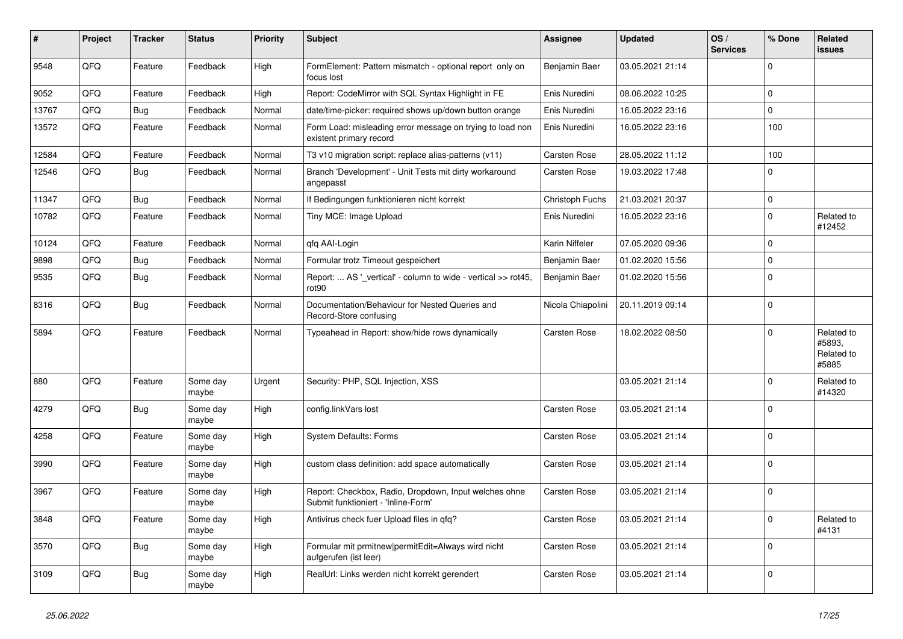| # | Project | Tracker | Status | Priority | Subject | Assignee | Updated | OS / Services | % Done | Related issues |
|---|---|---|---|---|---|---|---|---|---|---|
| 9548 | QFQ | Feature | Feedback | High | FormElement: Pattern mismatch - optional report only on focus lost | Benjamin Baer | 03.05.2021 21:14 | | 0 | |
| 9052 | QFQ | Feature | Feedback | High | Report: CodeMirror with SQL Syntax Highlight in FE | Enis Nuredini | 08.06.2022 10:25 | | 0 | |
| 13767 | QFQ | Bug | Feedback | Normal | date/time-picker: required shows up/down button orange | Enis Nuredini | 16.05.2022 23:16 | | 0 | |
| 13572 | QFQ | Feature | Feedback | Normal | Form Load: misleading error message on trying to load non existent primary record | Enis Nuredini | 16.05.2022 23:16 | | 100 | |
| 12584 | QFQ | Feature | Feedback | Normal | T3 v10 migration script: replace alias-patterns (v11) | Carsten Rose | 28.05.2022 11:12 | | 100 | |
| 12546 | QFQ | Bug | Feedback | Normal | Branch 'Development' - Unit Tests mit dirty workaround angepasst | Carsten Rose | 19.03.2022 17:48 | | 0 | |
| 11347 | QFQ | Bug | Feedback | Normal | If Bedingungen funktionieren nicht korrekt | Christoph Fuchs | 21.03.2021 20:37 | | 0 | |
| 10782 | QFQ | Feature | Feedback | Normal | Tiny MCE: Image Upload | Enis Nuredini | 16.05.2022 23:16 | | 0 | Related to #12452 |
| 10124 | QFQ | Feature | Feedback | Normal | qfq AAI-Login | Karin Niffeler | 07.05.2020 09:36 | | 0 | |
| 9898 | QFQ | Bug | Feedback | Normal | Formular trotz Timeout gespeichert | Benjamin Baer | 01.02.2020 15:56 | | 0 | |
| 9535 | QFQ | Bug | Feedback | Normal | Report: ... AS '_vertical' - column to wide - vertical >> rot45, rot90 | Benjamin Baer | 01.02.2020 15:56 | | 0 | |
| 8316 | QFQ | Bug | Feedback | Normal | Documentation/Behaviour for Nested Queries and Record-Store confusing | Nicola Chiapolini | 20.11.2019 09:14 | | 0 | |
| 5894 | QFQ | Feature | Feedback | Normal | Typeahead in Report: show/hide rows dynamically | Carsten Rose | 18.02.2022 08:50 | | 0 | Related to #5893, Related to #5885 |
| 880 | QFQ | Feature | Some day maybe | Urgent | Security: PHP, SQL Injection, XSS | | 03.05.2021 21:14 | | 0 | Related to #14320 |
| 4279 | QFQ | Bug | Some day maybe | High | config.linkVars lost | Carsten Rose | 03.05.2021 21:14 | | 0 | |
| 4258 | QFQ | Feature | Some day maybe | High | System Defaults: Forms | Carsten Rose | 03.05.2021 21:14 | | 0 | |
| 3990 | QFQ | Feature | Some day maybe | High | custom class definition: add space automatically | Carsten Rose | 03.05.2021 21:14 | | 0 | |
| 3967 | QFQ | Feature | Some day maybe | High | Report: Checkbox, Radio, Dropdown, Input welches ohne Submit funktioniert - 'Inline-Form' | Carsten Rose | 03.05.2021 21:14 | | 0 | |
| 3848 | QFQ | Feature | Some day maybe | High | Antivirus check fuer Upload files in qfq? | Carsten Rose | 03.05.2021 21:14 | | 0 | Related to #4131 |
| 3570 | QFQ | Bug | Some day maybe | High | Formular mit prmitnew\|permitEdit=Always wird nicht aufgerufen (ist leer) | Carsten Rose | 03.05.2021 21:14 | | 0 | |
| 3109 | QFQ | Bug | Some day maybe | High | RealUrl: Links werden nicht korrekt gerendert | Carsten Rose | 03.05.2021 21:14 | | 0 | |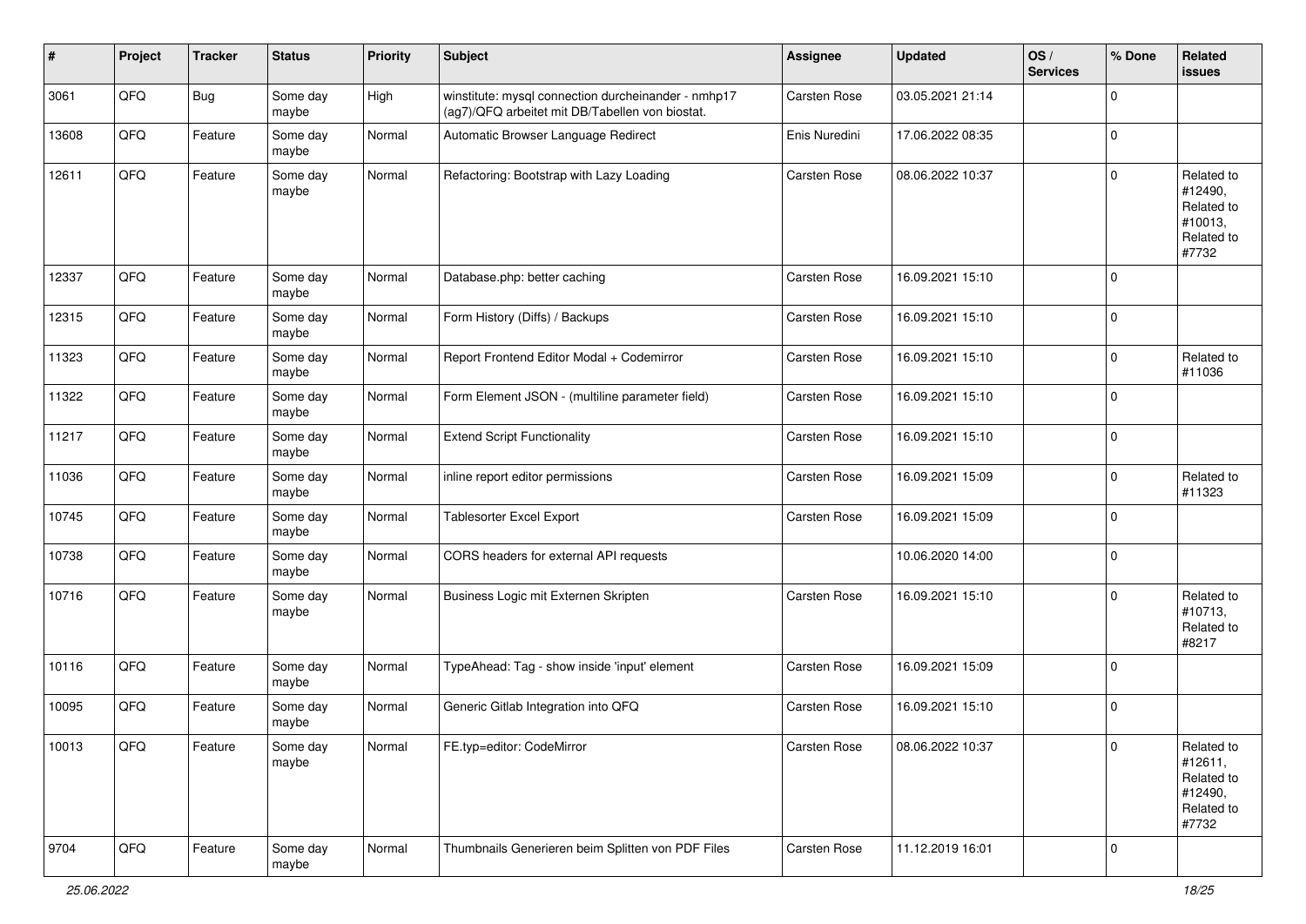| # | Project | Tracker | Status | Priority | Subject | Assignee | Updated | OS / Services | % Done | Related issues |
|---|---|---|---|---|---|---|---|---|---|---|
| 3061 | QFQ | Bug | Some day maybe | High | winstitute: mysql connection durcheinander - nmhp17 (ag7)/QFQ arbeitet mit DB/Tabellen von biostat. | Carsten Rose | 03.05.2021 21:14 | | 0 | |
| 13608 | QFQ | Feature | Some day maybe | Normal | Automatic Browser Language Redirect | Enis Nuredini | 17.06.2022 08:35 | | 0 | |
| 12611 | QFQ | Feature | Some day maybe | Normal | Refactoring: Bootstrap with Lazy Loading | Carsten Rose | 08.06.2022 10:37 | | 0 | Related to #12490, Related to #10013, Related to #7732 |
| 12337 | QFQ | Feature | Some day maybe | Normal | Database.php: better caching | Carsten Rose | 16.09.2021 15:10 | | 0 | |
| 12315 | QFQ | Feature | Some day maybe | Normal | Form History (Diffs) / Backups | Carsten Rose | 16.09.2021 15:10 | | 0 | |
| 11323 | QFQ | Feature | Some day maybe | Normal | Report Frontend Editor Modal + Codemirror | Carsten Rose | 16.09.2021 15:10 | | 0 | Related to #11036 |
| 11322 | QFQ | Feature | Some day maybe | Normal | Form Element JSON - (multiline parameter field) | Carsten Rose | 16.09.2021 15:10 | | 0 | |
| 11217 | QFQ | Feature | Some day maybe | Normal | Extend Script Functionality | Carsten Rose | 16.09.2021 15:10 | | 0 | |
| 11036 | QFQ | Feature | Some day maybe | Normal | inline report editor permissions | Carsten Rose | 16.09.2021 15:09 | | 0 | Related to #11323 |
| 10745 | QFQ | Feature | Some day maybe | Normal | Tablesorter Excel Export | Carsten Rose | 16.09.2021 15:09 | | 0 | |
| 10738 | QFQ | Feature | Some day maybe | Normal | CORS headers for external API requests | | 10.06.2020 14:00 | | 0 | |
| 10716 | QFQ | Feature | Some day maybe | Normal | Business Logic mit Externen Skripten | Carsten Rose | 16.09.2021 15:10 | | 0 | Related to #10713, Related to #8217 |
| 10116 | QFQ | Feature | Some day maybe | Normal | TypeAhead: Tag - show inside 'input' element | Carsten Rose | 16.09.2021 15:09 | | 0 | |
| 10095 | QFQ | Feature | Some day maybe | Normal | Generic Gitlab Integration into QFQ | Carsten Rose | 16.09.2021 15:10 | | 0 | |
| 10013 | QFQ | Feature | Some day maybe | Normal | FE.typ=editor: CodeMirror | Carsten Rose | 08.06.2022 10:37 | | 0 | Related to #12611, Related to #12490, Related to #7732 |
| 9704 | QFQ | Feature | Some day maybe | Normal | Thumbnails Generieren beim Splitten von PDF Files | Carsten Rose | 11.12.2019 16:01 | | 0 | |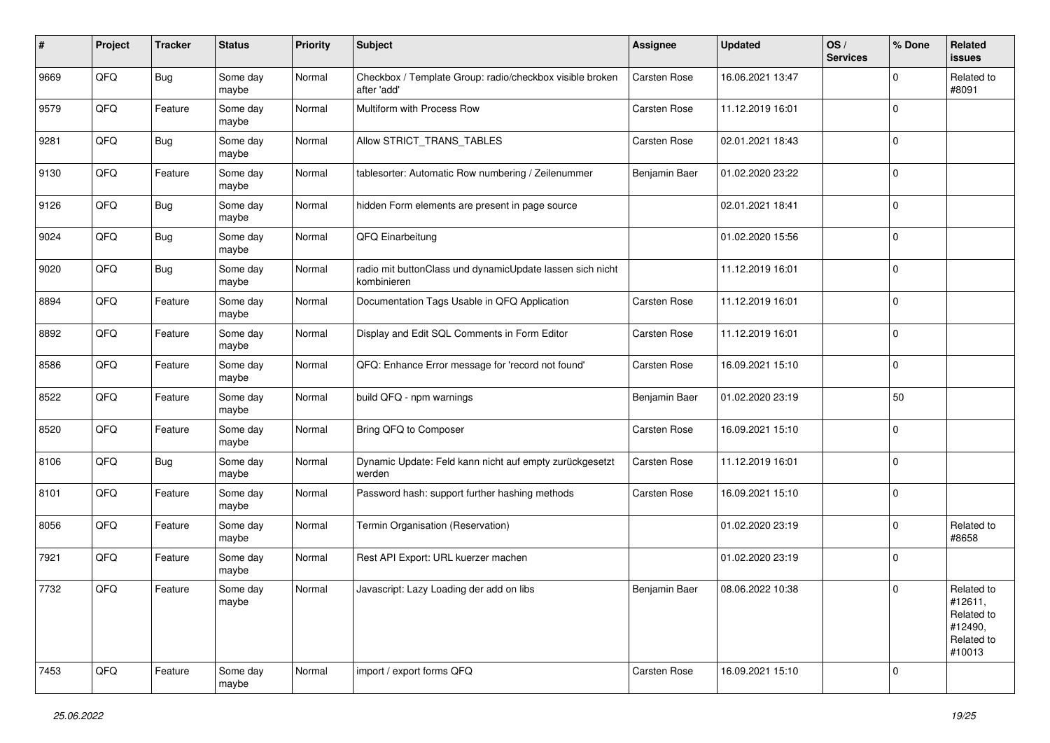| # | Project | Tracker | Status | Priority | Subject | Assignee | Updated | OS / Services | % Done | Related issues |
|---|---|---|---|---|---|---|---|---|---|---|
| 9669 | QFQ | Bug | Some day maybe | Normal | Checkbox / Template Group: radio/checkbox visible broken after 'add' | Carsten Rose | 16.06.2021 13:47 | | 0 | Related to #8091 |
| 9579 | QFQ | Feature | Some day maybe | Normal | Multiform with Process Row | Carsten Rose | 11.12.2019 16:01 | | 0 | |
| 9281 | QFQ | Bug | Some day maybe | Normal | Allow STRICT_TRANS_TABLES | Carsten Rose | 02.01.2021 18:43 | | 0 | |
| 9130 | QFQ | Feature | Some day maybe | Normal | tablesorter: Automatic Row numbering / Zeilenummer | Benjamin Baer | 01.02.2020 23:22 | | 0 | |
| 9126 | QFQ | Bug | Some day maybe | Normal | hidden Form elements are present in page source | | 02.01.2021 18:41 | | 0 | |
| 9024 | QFQ | Bug | Some day maybe | Normal | QFQ Einarbeitung | | 01.02.2020 15:56 | | 0 | |
| 9020 | QFQ | Bug | Some day maybe | Normal | radio mit buttonClass und dynamicUpdate lassen sich nicht kombinieren | | 11.12.2019 16:01 | | 0 | |
| 8894 | QFQ | Feature | Some day maybe | Normal | Documentation Tags Usable in QFQ Application | Carsten Rose | 11.12.2019 16:01 | | 0 | |
| 8892 | QFQ | Feature | Some day maybe | Normal | Display and Edit SQL Comments in Form Editor | Carsten Rose | 11.12.2019 16:01 | | 0 | |
| 8586 | QFQ | Feature | Some day maybe | Normal | QFQ: Enhance Error message for 'record not found' | Carsten Rose | 16.09.2021 15:10 | | 0 | |
| 8522 | QFQ | Feature | Some day maybe | Normal | build QFQ - npm warnings | Benjamin Baer | 01.02.2020 23:19 | | 50 | |
| 8520 | QFQ | Feature | Some day maybe | Normal | Bring QFQ to Composer | Carsten Rose | 16.09.2021 15:10 | | 0 | |
| 8106 | QFQ | Bug | Some day maybe | Normal | Dynamic Update: Feld kann nicht auf empty zurückgesetzt werden | Carsten Rose | 11.12.2019 16:01 | | 0 | |
| 8101 | QFQ | Feature | Some day maybe | Normal | Password hash: support further hashing methods | Carsten Rose | 16.09.2021 15:10 | | 0 | |
| 8056 | QFQ | Feature | Some day maybe | Normal | Termin Organisation (Reservation) | | 01.02.2020 23:19 | | 0 | Related to #8658 |
| 7921 | QFQ | Feature | Some day maybe | Normal | Rest API Export: URL kuerzer machen | | 01.02.2020 23:19 | | 0 | |
| 7732 | QFQ | Feature | Some day maybe | Normal | Javascript: Lazy Loading der add on libs | Benjamin Baer | 08.06.2022 10:38 | | 0 | Related to #12611, Related to #12490, Related to #10013 |
| 7453 | QFQ | Feature | Some day maybe | Normal | import / export forms QFQ | Carsten Rose | 16.09.2021 15:10 | | 0 | |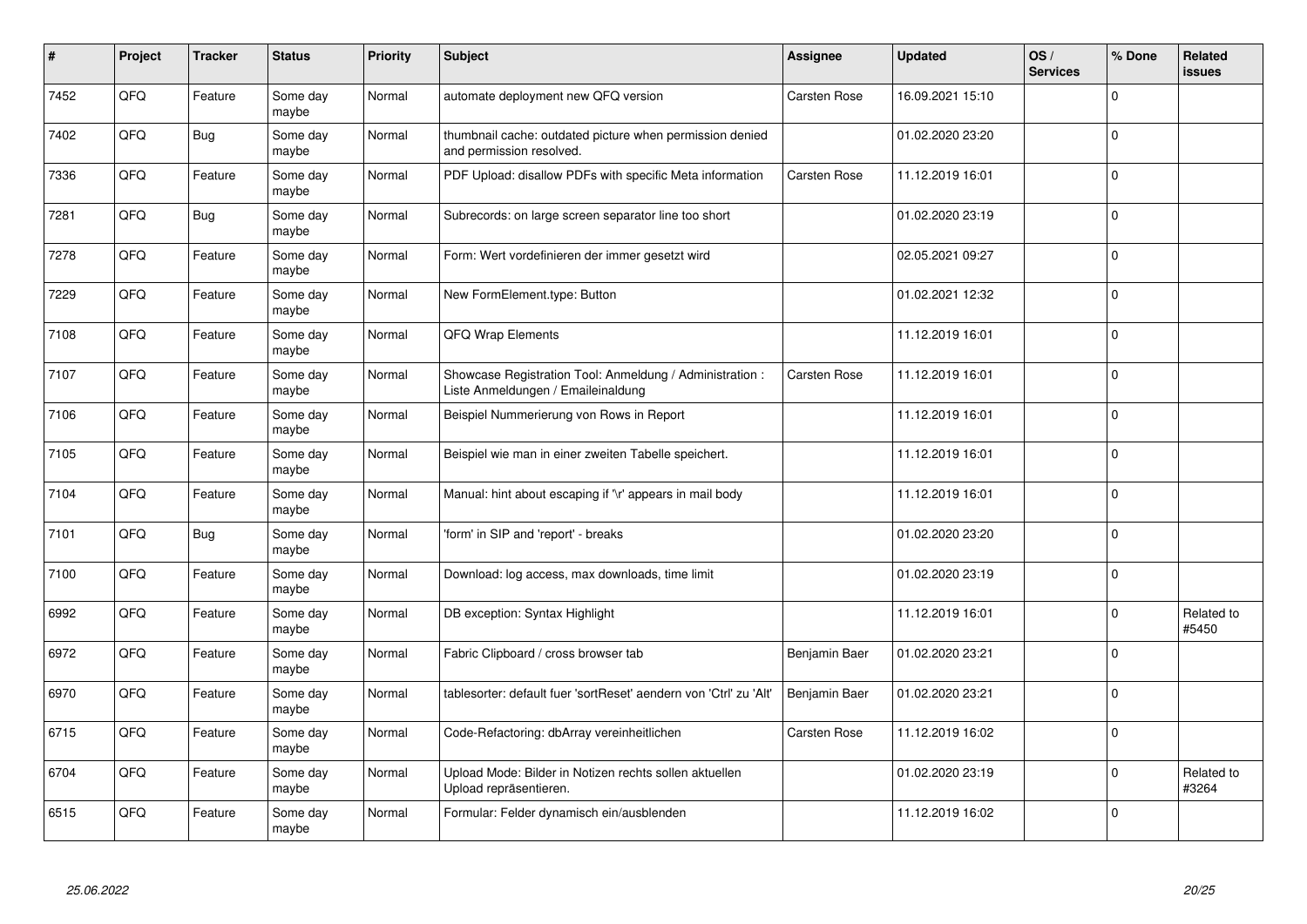| # | Project | Tracker | Status | Priority | Subject | Assignee | Updated | OS / Services | % Done | Related issues |
|---|---|---|---|---|---|---|---|---|---|---|
| 7452 | QFQ | Feature | Some day maybe | Normal | automate deployment new QFQ version | Carsten Rose | 16.09.2021 15:10 | | 0 | |
| 7402 | QFQ | Bug | Some day maybe | Normal | thumbnail cache: outdated picture when permission denied and permission resolved. | | 01.02.2020 23:20 | | 0 | |
| 7336 | QFQ | Feature | Some day maybe | Normal | PDF Upload: disallow PDFs with specific Meta information | Carsten Rose | 11.12.2019 16:01 | | 0 | |
| 7281 | QFQ | Bug | Some day maybe | Normal | Subrecords: on large screen separator line too short | | 01.02.2020 23:19 | | 0 | |
| 7278 | QFQ | Feature | Some day maybe | Normal | Form: Wert vordefinieren der immer gesetzt wird | | 02.05.2021 09:27 | | 0 | |
| 7229 | QFQ | Feature | Some day maybe | Normal | New FormElement.type: Button | | 01.02.2021 12:32 | | 0 | |
| 7108 | QFQ | Feature | Some day maybe | Normal | QFQ Wrap Elements | | 11.12.2019 16:01 | | 0 | |
| 7107 | QFQ | Feature | Some day maybe | Normal | Showcase Registration Tool: Anmeldung / Administration : Liste Anmeldungen / Emaileinaldung | Carsten Rose | 11.12.2019 16:01 | | 0 | |
| 7106 | QFQ | Feature | Some day maybe | Normal | Beispiel Nummerierung von Rows in Report | | 11.12.2019 16:01 | | 0 | |
| 7105 | QFQ | Feature | Some day maybe | Normal | Beispiel wie man in einer zweiten Tabelle speichert. | | 11.12.2019 16:01 | | 0 | |
| 7104 | QFQ | Feature | Some day maybe | Normal | Manual: hint about escaping if '\r' appears in mail body | | 11.12.2019 16:01 | | 0 | |
| 7101 | QFQ | Bug | Some day maybe | Normal | 'form' in SIP and 'report' - breaks | | 01.02.2020 23:20 | | 0 | |
| 7100 | QFQ | Feature | Some day maybe | Normal | Download: log access, max downloads, time limit | | 01.02.2020 23:19 | | 0 | |
| 6992 | QFQ | Feature | Some day maybe | Normal | DB exception: Syntax Highlight | | 11.12.2019 16:01 | | 0 | Related to #5450 |
| 6972 | QFQ | Feature | Some day maybe | Normal | Fabric Clipboard / cross browser tab | Benjamin Baer | 01.02.2020 23:21 | | 0 | |
| 6970 | QFQ | Feature | Some day maybe | Normal | tablesorter: default fuer 'sortReset' aendern von 'Ctrl' zu 'Alt' | Benjamin Baer | 01.02.2020 23:21 | | 0 | |
| 6715 | QFQ | Feature | Some day maybe | Normal | Code-Refactoring: dbArray vereinheitlichen | Carsten Rose | 11.12.2019 16:02 | | 0 | |
| 6704 | QFQ | Feature | Some day maybe | Normal | Upload Mode: Bilder in Notizen rechts sollen aktuellen Upload repräsentieren. | | 01.02.2020 23:19 | | 0 | Related to #3264 |
| 6515 | QFQ | Feature | Some day maybe | Normal | Formular: Felder dynamisch ein/ausblenden | | 11.12.2019 16:02 | | 0 | |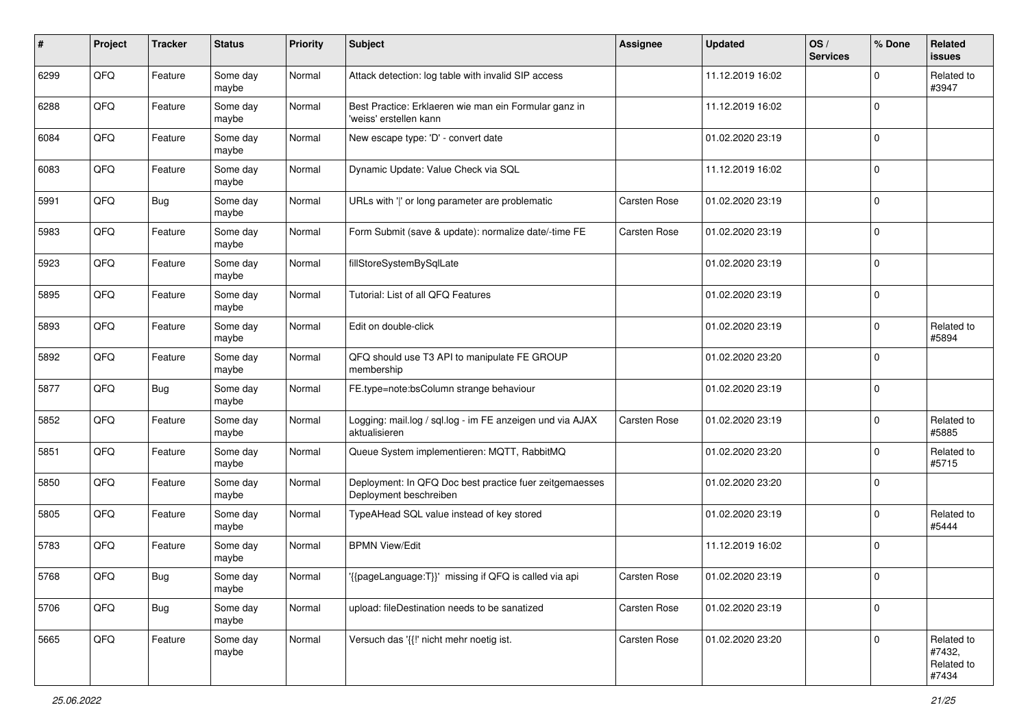| # | Project | Tracker | Status | Priority | Subject | Assignee | Updated | OS / Services | % Done | Related issues |
|---|---|---|---|---|---|---|---|---|---|---|
| 6299 | QFQ | Feature | Some day maybe | Normal | Attack detection: log table with invalid SIP access | | 11.12.2019 16:02 | | 0 | Related to #3947 |
| 6288 | QFQ | Feature | Some day maybe | Normal | Best Practice: Erklaeren wie man ein Formular ganz in 'weiss' erstellen kann | | 11.12.2019 16:02 | | 0 | |
| 6084 | QFQ | Feature | Some day maybe | Normal | New escape type: 'D' - convert date | | 01.02.2020 23:19 | | 0 | |
| 6083 | QFQ | Feature | Some day maybe | Normal | Dynamic Update: Value Check via SQL | | 11.12.2019 16:02 | | 0 | |
| 5991 | QFQ | Bug | Some day maybe | Normal | URLs with '\|' or long parameter are problematic | Carsten Rose | 01.02.2020 23:19 | | 0 | |
| 5983 | QFQ | Feature | Some day maybe | Normal | Form Submit (save & update): normalize date/-time FE | Carsten Rose | 01.02.2020 23:19 | | 0 | |
| 5923 | QFQ | Feature | Some day maybe | Normal | fillStoreSystemBySqlLate | | 01.02.2020 23:19 | | 0 | |
| 5895 | QFQ | Feature | Some day maybe | Normal | Tutorial: List of all QFQ Features | | 01.02.2020 23:19 | | 0 | |
| 5893 | QFQ | Feature | Some day maybe | Normal | Edit on double-click | | 01.02.2020 23:19 | | 0 | Related to #5894 |
| 5892 | QFQ | Feature | Some day maybe | Normal | QFQ should use T3 API to manipulate FE GROUP membership | | 01.02.2020 23:20 | | 0 | |
| 5877 | QFQ | Bug | Some day maybe | Normal | FE.type=note:bsColumn strange behaviour | | 01.02.2020 23:19 | | 0 | |
| 5852 | QFQ | Feature | Some day maybe | Normal | Logging: mail.log / sql.log - im FE anzeigen und via AJAX aktualisieren | Carsten Rose | 01.02.2020 23:19 | | 0 | Related to #5885 |
| 5851 | QFQ | Feature | Some day maybe | Normal | Queue System implementieren: MQTT, RabbitMQ | | 01.02.2020 23:20 | | 0 | Related to #5715 |
| 5850 | QFQ | Feature | Some day maybe | Normal | Deployment: In QFQ Doc best practice fuer zeitgemaesses Deployment beschreiben | | 01.02.2020 23:20 | | 0 | |
| 5805 | QFQ | Feature | Some day maybe | Normal | TypeAHead SQL value instead of key stored | | 01.02.2020 23:19 | | 0 | Related to #5444 |
| 5783 | QFQ | Feature | Some day maybe | Normal | BPMN View/Edit | | 11.12.2019 16:02 | | 0 | |
| 5768 | QFQ | Bug | Some day maybe | Normal | '{{pageLanguage:T}}' missing if QFQ is called via api | Carsten Rose | 01.02.2020 23:19 | | 0 | |
| 5706 | QFQ | Bug | Some day maybe | Normal | upload: fileDestination needs to be sanatized | Carsten Rose | 01.02.2020 23:19 | | 0 | |
| 5665 | QFQ | Feature | Some day maybe | Normal | Versuch das '{{!' nicht mehr noetig ist. | Carsten Rose | 01.02.2020 23:20 | | 0 | Related to #7432, Related to #7434 |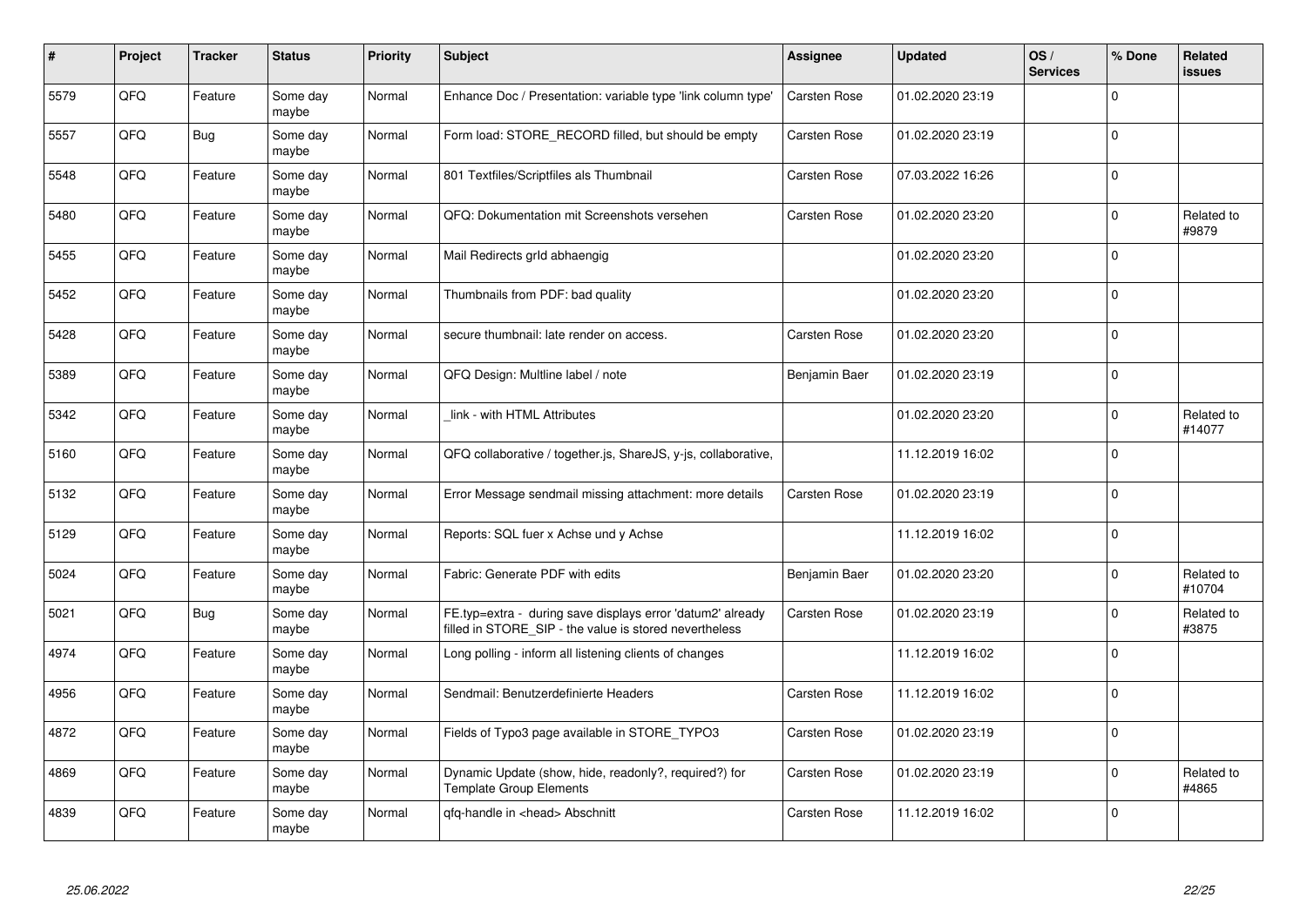| # | Project | Tracker | Status | Priority | Subject | Assignee | Updated | OS / Services | % Done | Related issues |
|---|---|---|---|---|---|---|---|---|---|---|
| 5579 | QFQ | Feature | Some day maybe | Normal | Enhance Doc / Presentation: variable type 'link column type' | Carsten Rose | 01.02.2020 23:19 | | 0 | |
| 5557 | QFQ | Bug | Some day maybe | Normal | Form load: STORE_RECORD filled, but should be empty | Carsten Rose | 01.02.2020 23:19 | | 0 | |
| 5548 | QFQ | Feature | Some day maybe | Normal | 801 Textfiles/Scriptfiles als Thumbnail | Carsten Rose | 07.03.2022 16:26 | | 0 | |
| 5480 | QFQ | Feature | Some day maybe | Normal | QFQ: Dokumentation mit Screenshots versehen | Carsten Rose | 01.02.2020 23:20 | | 0 | Related to #9879 |
| 5455 | QFQ | Feature | Some day maybe | Normal | Mail Redirects grId abhaengig | | 01.02.2020 23:20 | | 0 | |
| 5452 | QFQ | Feature | Some day maybe | Normal | Thumbnails from PDF: bad quality | | 01.02.2020 23:20 | | 0 | |
| 5428 | QFQ | Feature | Some day maybe | Normal | secure thumbnail: late render on access. | Carsten Rose | 01.02.2020 23:20 | | 0 | |
| 5389 | QFQ | Feature | Some day maybe | Normal | QFQ Design: Multline label / note | Benjamin Baer | 01.02.2020 23:19 | | 0 | |
| 5342 | QFQ | Feature | Some day maybe | Normal | _link - with HTML Attributes | | 01.02.2020 23:20 | | 0 | Related to #14077 |
| 5160 | QFQ | Feature | Some day maybe | Normal | QFQ collaborative / together.js, ShareJS, y-js, collaborative, | | 11.12.2019 16:02 | | 0 | |
| 5132 | QFQ | Feature | Some day maybe | Normal | Error Message sendmail missing attachment: more details | Carsten Rose | 01.02.2020 23:19 | | 0 | |
| 5129 | QFQ | Feature | Some day maybe | Normal | Reports: SQL fuer x Achse und y Achse | | 11.12.2019 16:02 | | 0 | |
| 5024 | QFQ | Feature | Some day maybe | Normal | Fabric: Generate PDF with edits | Benjamin Baer | 01.02.2020 23:20 | | 0 | Related to #10704 |
| 5021 | QFQ | Bug | Some day maybe | Normal | FE.typ=extra - during save displays error 'datum2' already filled in STORE_SIP - the value is stored nevertheless | Carsten Rose | 01.02.2020 23:19 | | 0 | Related to #3875 |
| 4974 | QFQ | Feature | Some day maybe | Normal | Long polling - inform all listening clients of changes | | 11.12.2019 16:02 | | 0 | |
| 4956 | QFQ | Feature | Some day maybe | Normal | Sendmail: Benutzerdefinierte Headers | Carsten Rose | 11.12.2019 16:02 | | 0 | |
| 4872 | QFQ | Feature | Some day maybe | Normal | Fields of Typo3 page available in STORE_TYPO3 | Carsten Rose | 01.02.2020 23:19 | | 0 | |
| 4869 | QFQ | Feature | Some day maybe | Normal | Dynamic Update (show, hide, readonly?, required?) for Template Group Elements | Carsten Rose | 01.02.2020 23:19 | | 0 | Related to #4865 |
| 4839 | QFQ | Feature | Some day maybe | Normal | qfq-handle in <head> Abschnitt | Carsten Rose | 11.12.2019 16:02 | | 0 | |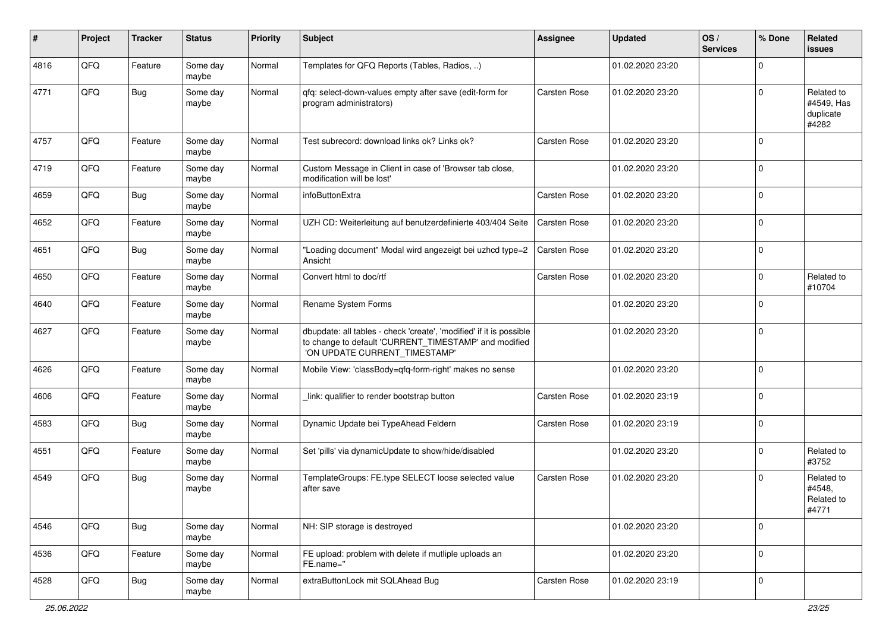| # | Project | Tracker | Status | Priority | Subject | Assignee | Updated | OS / Services | % Done | Related issues |
|---|---|---|---|---|---|---|---|---|---|---|
| 4816 | QFQ | Feature | Some day maybe | Normal | Templates for QFQ Reports (Tables, Radios, ..) | | 01.02.2020 23:20 | | 0 | |
| 4771 | QFQ | Bug | Some day maybe | Normal | qfq: select-down-values empty after save (edit-form for program administrators) | Carsten Rose | 01.02.2020 23:20 | | 0 | Related to #4549, Has duplicate #4282 |
| 4757 | QFQ | Feature | Some day maybe | Normal | Test subrecord: download links ok? Links ok? | Carsten Rose | 01.02.2020 23:20 | | 0 | |
| 4719 | QFQ | Feature | Some day maybe | Normal | Custom Message in Client in case of 'Browser tab close, modification will be lost' | | 01.02.2020 23:20 | | 0 | |
| 4659 | QFQ | Bug | Some day maybe | Normal | infoButtonExtra | Carsten Rose | 01.02.2020 23:20 | | 0 | |
| 4652 | QFQ | Feature | Some day maybe | Normal | UZH CD: Weiterleitung auf benutzerdefinierte 403/404 Seite | Carsten Rose | 01.02.2020 23:20 | | 0 | |
| 4651 | QFQ | Bug | Some day maybe | Normal | "Loading document" Modal wird angezeigt bei uzhcd type=2 Ansicht | Carsten Rose | 01.02.2020 23:20 | | 0 | |
| 4650 | QFQ | Feature | Some day maybe | Normal | Convert html to doc/rtf | Carsten Rose | 01.02.2020 23:20 | | 0 | Related to #10704 |
| 4640 | QFQ | Feature | Some day maybe | Normal | Rename System Forms | | 01.02.2020 23:20 | | 0 | |
| 4627 | QFQ | Feature | Some day maybe | Normal | dbupdate: all tables - check 'create', 'modified' if it is possible to change to default 'CURRENT_TIMESTAMP' and modified 'ON UPDATE CURRENT_TIMESTAMP' | | 01.02.2020 23:20 | | 0 | |
| 4626 | QFQ | Feature | Some day maybe | Normal | Mobile View: 'classBody=qfq-form-right' makes no sense | | 01.02.2020 23:20 | | 0 | |
| 4606 | QFQ | Feature | Some day maybe | Normal | _link: qualifier to render bootstrap button | Carsten Rose | 01.02.2020 23:19 | | 0 | |
| 4583 | QFQ | Bug | Some day maybe | Normal | Dynamic Update bei TypeAhead Feldern | Carsten Rose | 01.02.2020 23:19 | | 0 | |
| 4551 | QFQ | Feature | Some day maybe | Normal | Set 'pills' via dynamicUpdate to show/hide/disabled | | 01.02.2020 23:20 | | 0 | Related to #3752 |
| 4549 | QFQ | Bug | Some day maybe | Normal | TemplateGroups: FE.type SELECT loose selected value after save | Carsten Rose | 01.02.2020 23:20 | | 0 | Related to #4548, Related to #4771 |
| 4546 | QFQ | Bug | Some day maybe | Normal | NH: SIP storage is destroyed | | 01.02.2020 23:20 | | 0 | |
| 4536 | QFQ | Feature | Some day maybe | Normal | FE upload: problem with delete if mutliple uploads an FE.name='' | | 01.02.2020 23:20 | | 0 | |
| 4528 | QFQ | Bug | Some day maybe | Normal | extraButtonLock mit SQLAhead Bug | Carsten Rose | 01.02.2020 23:19 | | 0 | |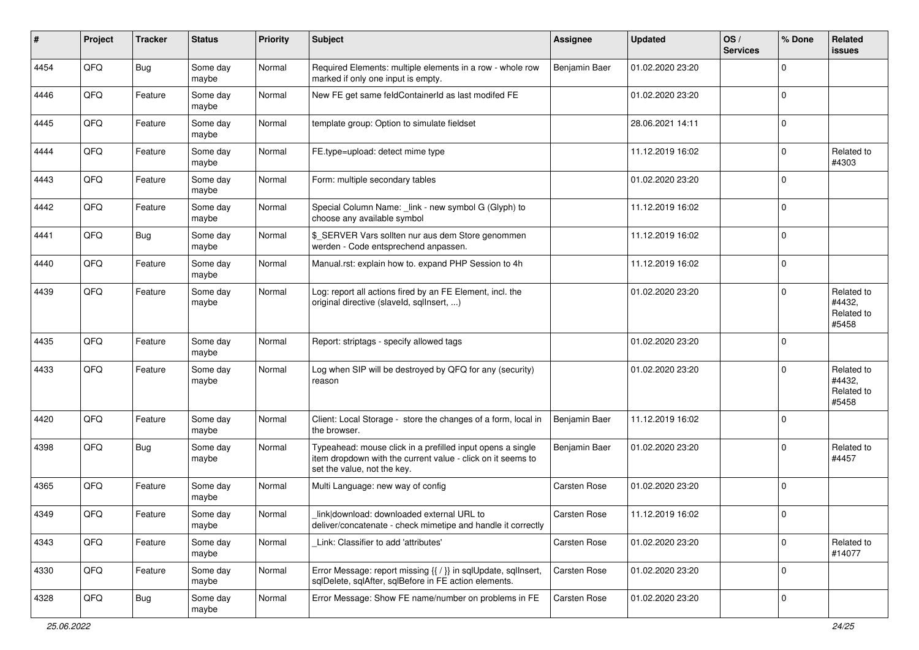| # | Project | Tracker | Status | Priority | Subject | Assignee | Updated | OS / Services | % Done | Related issues |
|---|---|---|---|---|---|---|---|---|---|---|
| 4454 | QFQ | Bug | Some day maybe | Normal | Required Elements: multiple elements in a row - whole row marked if only one input is empty. | Benjamin Baer | 01.02.2020 23:20 | | 0 | |
| 4446 | QFQ | Feature | Some day maybe | Normal | New FE get same feldContainerId as last modifed FE | | 01.02.2020 23:20 | | 0 | |
| 4445 | QFQ | Feature | Some day maybe | Normal | template group: Option to simulate fieldset | | 28.06.2021 14:11 | | 0 | |
| 4444 | QFQ | Feature | Some day maybe | Normal | FE.type=upload: detect mime type | | 11.12.2019 16:02 | | 0 | Related to #4303 |
| 4443 | QFQ | Feature | Some day maybe | Normal | Form: multiple secondary tables | | 01.02.2020 23:20 | | 0 | |
| 4442 | QFQ | Feature | Some day maybe | Normal | Special Column Name: _link - new symbol G (Glyph) to choose any available symbol | | 11.12.2019 16:02 | | 0 | |
| 4441 | QFQ | Bug | Some day maybe | Normal | $_SERVER Vars sollten nur aus dem Store genommen werden - Code entsprechend anpassen. | | 11.12.2019 16:02 | | 0 | |
| 4440 | QFQ | Feature | Some day maybe | Normal | Manual.rst: explain how to. expand PHP Session to 4h | | 11.12.2019 16:02 | | 0 | |
| 4439 | QFQ | Feature | Some day maybe | Normal | Log: report all actions fired by an FE Element, incl. the original directive (slaveId, sqlInsert, ...) | | 01.02.2020 23:20 | | 0 | Related to #4432, Related to #5458 |
| 4435 | QFQ | Feature | Some day maybe | Normal | Report: striptags - specify allowed tags | | 01.02.2020 23:20 | | 0 | |
| 4433 | QFQ | Feature | Some day maybe | Normal | Log when SIP will be destroyed by QFQ for any (security) reason | | 01.02.2020 23:20 | | 0 | Related to #4432, Related to #5458 |
| 4420 | QFQ | Feature | Some day maybe | Normal | Client: Local Storage - store the changes of a form, local in the browser. | Benjamin Baer | 11.12.2019 16:02 | | 0 | |
| 4398 | QFQ | Bug | Some day maybe | Normal | Typeahead: mouse click in a prefilled input opens a single item dropdown with the current value - click on it seems to set the value, not the key. | Benjamin Baer | 01.02.2020 23:20 | | 0 | Related to #4457 |
| 4365 | QFQ | Feature | Some day maybe | Normal | Multi Language: new way of config | Carsten Rose | 01.02.2020 23:20 | | 0 | |
| 4349 | QFQ | Feature | Some day maybe | Normal | _link\|download: downloaded external URL to deliver/concatenate - check mimetipe and handle it correctly | Carsten Rose | 11.12.2019 16:02 | | 0 | |
| 4343 | QFQ | Feature | Some day maybe | Normal | _Link: Classifier to add 'attributes' | Carsten Rose | 01.02.2020 23:20 | | 0 | Related to #14077 |
| 4330 | QFQ | Feature | Some day maybe | Normal | Error Message: report missing {{ / }} in sqlUpdate, sqlInsert, sqlDelete, sqlAfter, sqlBefore in FE action elements. | Carsten Rose | 01.02.2020 23:20 | | 0 | |
| 4328 | QFQ | Bug | Some day maybe | Normal | Error Message: Show FE name/number on problems in FE | Carsten Rose | 01.02.2020 23:20 | | 0 | |

25.06.2022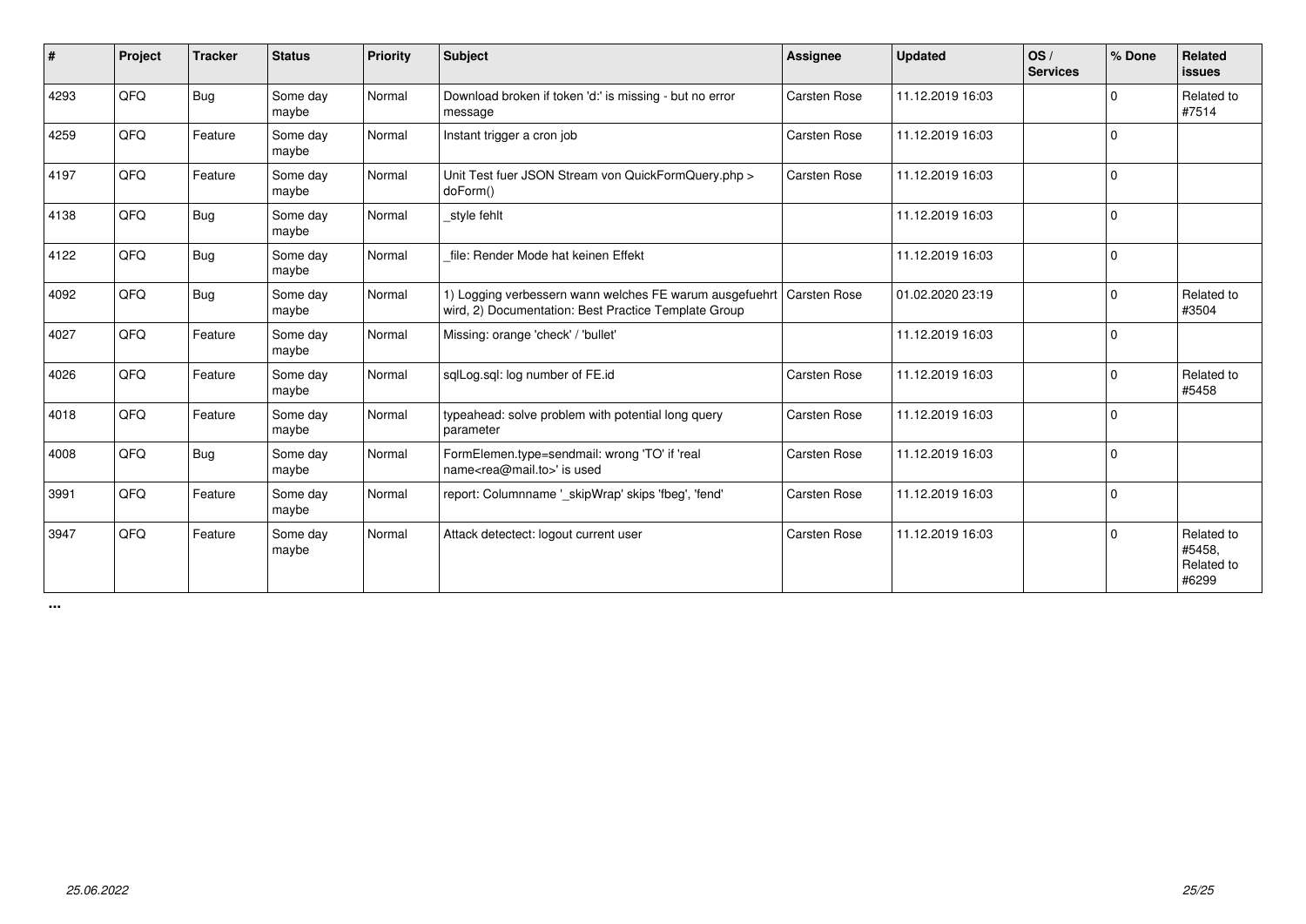| # | Project | Tracker | Status | Priority | Subject | Assignee | Updated | OS / Services | % Done | Related issues |
|---|---|---|---|---|---|---|---|---|---|---|
| 4293 | QFQ | Bug | Some day maybe | Normal | Download broken if token 'd:' is missing - but no error message | Carsten Rose | 11.12.2019 16:03 | | 0 | Related to #7514 |
| 4259 | QFQ | Feature | Some day maybe | Normal | Instant trigger a cron job | Carsten Rose | 11.12.2019 16:03 | | 0 | |
| 4197 | QFQ | Feature | Some day maybe | Normal | Unit Test fuer JSON Stream von QuickFormQuery.php > doForm() | Carsten Rose | 11.12.2019 16:03 | | 0 | |
| 4138 | QFQ | Bug | Some day maybe | Normal | _style fehlt | | 11.12.2019 16:03 | | 0 | |
| 4122 | QFQ | Bug | Some day maybe | Normal | _file: Render Mode hat keinen Effekt | | 11.12.2019 16:03 | | 0 | |
| 4092 | QFQ | Bug | Some day maybe | Normal | 1) Logging verbessern wann welches FE warum ausgefuehrt wird, 2) Documentation: Best Practice Template Group | Carsten Rose | 01.02.2020 23:19 | | 0 | Related to #3504 |
| 4027 | QFQ | Feature | Some day maybe | Normal | Missing: orange 'check' / 'bullet' | | 11.12.2019 16:03 | | 0 | |
| 4026 | QFQ | Feature | Some day maybe | Normal | sqlLog.sql: log number of FE.id | Carsten Rose | 11.12.2019 16:03 | | 0 | Related to #5458 |
| 4018 | QFQ | Feature | Some day maybe | Normal | typeahead: solve problem with potential long query parameter | Carsten Rose | 11.12.2019 16:03 | | 0 | |
| 4008 | QFQ | Bug | Some day maybe | Normal | FormElemen.type=sendmail: wrong 'TO' if 'real name<rea@mail.to>' is used | Carsten Rose | 11.12.2019 16:03 | | 0 | |
| 3991 | QFQ | Feature | Some day maybe | Normal | report: Columnname '_skipWrap' skips 'fbeg', 'fend' | Carsten Rose | 11.12.2019 16:03 | | 0 | |
| 3947 | QFQ | Feature | Some day maybe | Normal | Attack detectect: logout current user | Carsten Rose | 11.12.2019 16:03 | | 0 | Related to #5458, Related to #6299 |

...